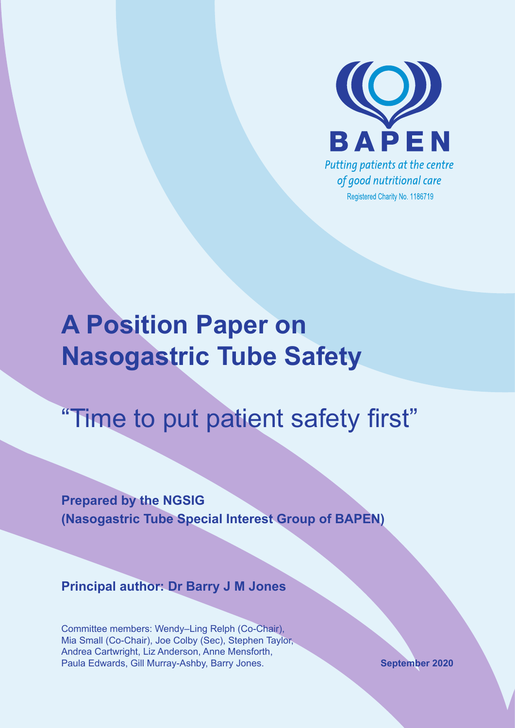BAPEN

*Putting patients at the centre of good nutritional care*

Registered Charity No. 1186719

# A Position Paper on Nasogastric Tube Safety

## "Time to put patient safety first"

**Prepared by the NGSIG (Nasogastric Tube Special Interest Group of BAPEN)**

**Principal author: Dr Barry J M Jones**

Committee members: Wendy–Ling Relph (Co-Chair), Mia Small (Co-Chair), Joe Colby (Sec), Stephen Taylor, Andrea Cartwright, Liz Anderson, Anne Mensforth, Paula Edwards, Gill Murray-Ashby, Barry Jones.

**September 2020**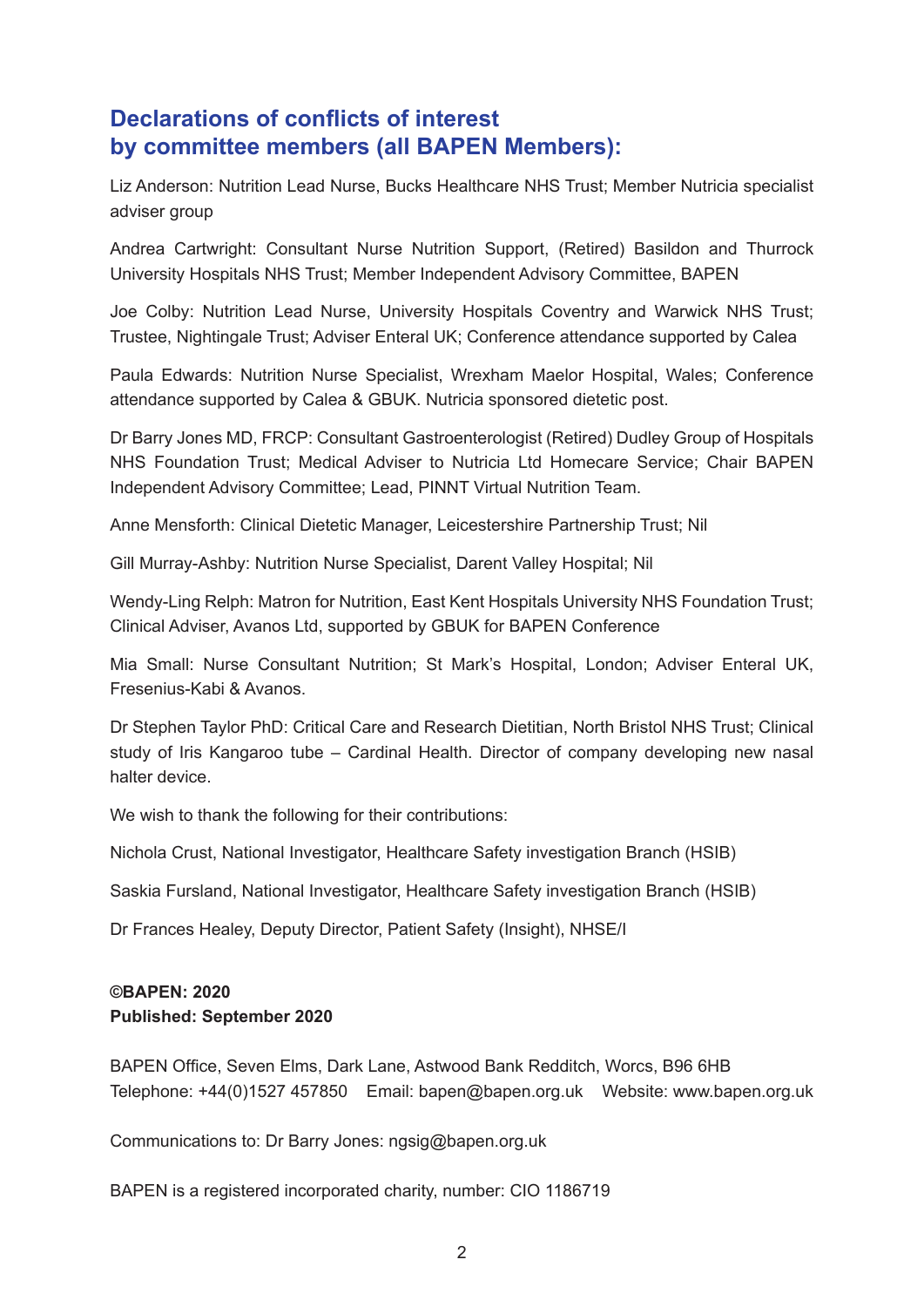## Declarations of conflicts of interest by committee members (all BAPEN Members):

Liz Anderson: Nutrition Lead Nurse, Bucks Healthcare NHS Trust; Member Nutricia specialist adviser group

Andrea Cartwright: Consultant Nurse Nutrition Support, (Retired) Basildon and Thurrock University Hospitals NHS Trust; Member Independent Advisory Committee, BAPEN

Joe Colby: Nutrition Lead Nurse, University Hospitals Coventry and Warwick NHS Trust; Trustee, Nightingale Trust; Adviser Enteral UK; Conference attendance supported by Calea

Paula Edwards: Nutrition Nurse Specialist, Wrexham Maelor Hospital, Wales; Conference attendance supported by Calea & GBUK. Nutricia sponsored dietetic post.

Dr Barry Jones MD, FRCP: Consultant Gastroenterologist (Retired) Dudley Group of Hospitals NHS Foundation Trust; Medical Adviser to Nutricia Ltd Homecare Service; Chair BAPEN Independent Advisory Committee; Lead, PINNT Virtual Nutrition Team.

Anne Mensforth: Clinical Dietetic Manager, Leicestershire Partnership Trust; Nil

Gill Murray-Ashby: Nutrition Nurse Specialist, Darent Valley Hospital; Nil

Wendy-Ling Relph: Matron for Nutrition, East Kent Hospitals University NHS Foundation Trust; Clinical Adviser, Avanos Ltd, supported by GBUK for BAPEN Conference

Mia Small: Nurse Consultant Nutrition; St Mark's Hospital, London; Adviser Enteral UK, Fresenius-Kabi & Avanos.

Dr Stephen Taylor PhD: Critical Care and Research Dietitian, North Bristol NHS Trust; Clinical study of Iris Kangaroo tube – Cardinal Health. Director of company developing new nasal halter device.

We wish to thank the following for their contributions:

Nichola Crust, National Investigator, Healthcare Safety investigation Branch (HSIB)

Saskia Fursland, National Investigator, Healthcare Safety investigation Branch (HSIB)

Dr Frances Healey, Deputy Director, Patient Safety (Insight), NHSE/I

**©BAPEN: 2020**
**Published: September 2020**

BAPEN Office, Seven Elms, Dark Lane, Astwood Bank Redditch, Worcs, B96 6HB
Telephone: +44(0)1527 457850 Email: bapen@bapen.org.uk Website: www.bapen.org.uk

Communications to: Dr Barry Jones: ngsig@bapen.org.uk

BAPEN is a registered incorporated charity, number: CIO 1186719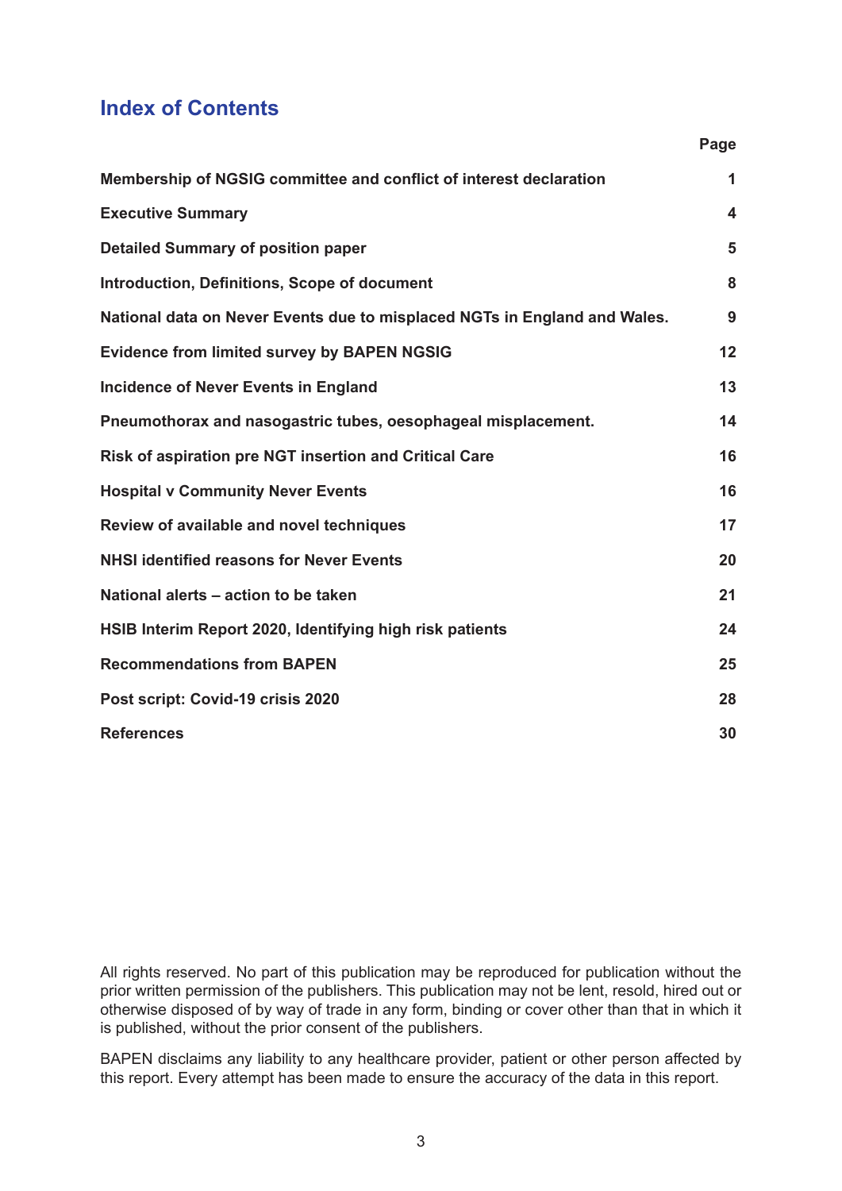# Index of Contents

| | Page |
|---|---|
| **Membership of NGSIG committee and conflict of interest declaration** | **1** |
| **Executive Summary** | **4** |
| **Detailed Summary of position paper** | **5** |
| **Introduction, Definitions, Scope of document** | **8** |
| **National data on Never Events due to misplaced NGTs in England and Wales.** | **9** |
| **Evidence from limited survey by BAPEN NGSIG** | **12** |
| **Incidence of Never Events in England** | **13** |
| **Pneumothorax and nasogastric tubes, oesophageal misplacement.** | **14** |
| **Risk of aspiration pre NGT insertion and Critical Care** | **16** |
| **Hospital v Community Never Events** | **16** |
| **Review of available and novel techniques** | **17** |
| **NHSI identified reasons for Never Events** | **20** |
| **National alerts – action to be taken** | **21** |
| **HSIB Interim Report 2020, Identifying high risk patients** | **24** |
| **Recommendations from BAPEN** | **25** |
| **Post script: Covid-19 crisis 2020** | **28** |
| **References** | **30** |

All rights reserved. No part of this publication may be reproduced for publication without the prior written permission of the publishers. This publication may not be lent, resold, hired out or otherwise disposed of by way of trade in any form, binding or cover other than that in which it is published, without the prior consent of the publishers.

BAPEN disclaims any liability to any healthcare provider, patient or other person affected by this report. Every attempt has been made to ensure the accuracy of the data in this report.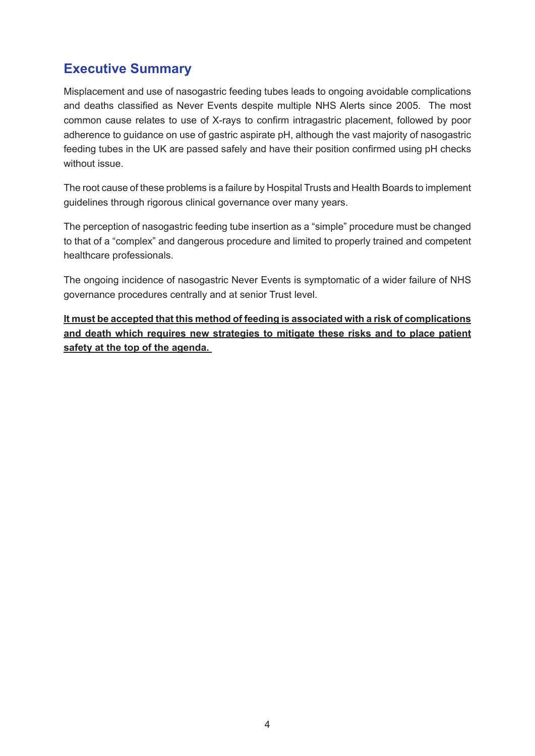## Executive Summary

Misplacement and use of nasogastric feeding tubes leads to ongoing avoidable complications and deaths classified as Never Events despite multiple NHS Alerts since 2005. The most common cause relates to use of X-rays to confirm intragastric placement, followed by poor adherence to guidance on use of gastric aspirate pH, although the vast majority of nasogastric feeding tubes in the UK are passed safely and have their position confirmed using pH checks without issue.

The root cause of these problems is a failure by Hospital Trusts and Health Boards to implement guidelines through rigorous clinical governance over many years.

The perception of nasogastric feeding tube insertion as a "simple" procedure must be changed to that of a "complex" and dangerous procedure and limited to properly trained and competent healthcare professionals.

The ongoing incidence of nasogastric Never Events is symptomatic of a wider failure of NHS governance procedures centrally and at senior Trust level.

<u>**It must be accepted that this method of feeding is associated with a risk of complications and death which requires new strategies to mitigate these risks and to place patient safety at the top of the agenda.**</u>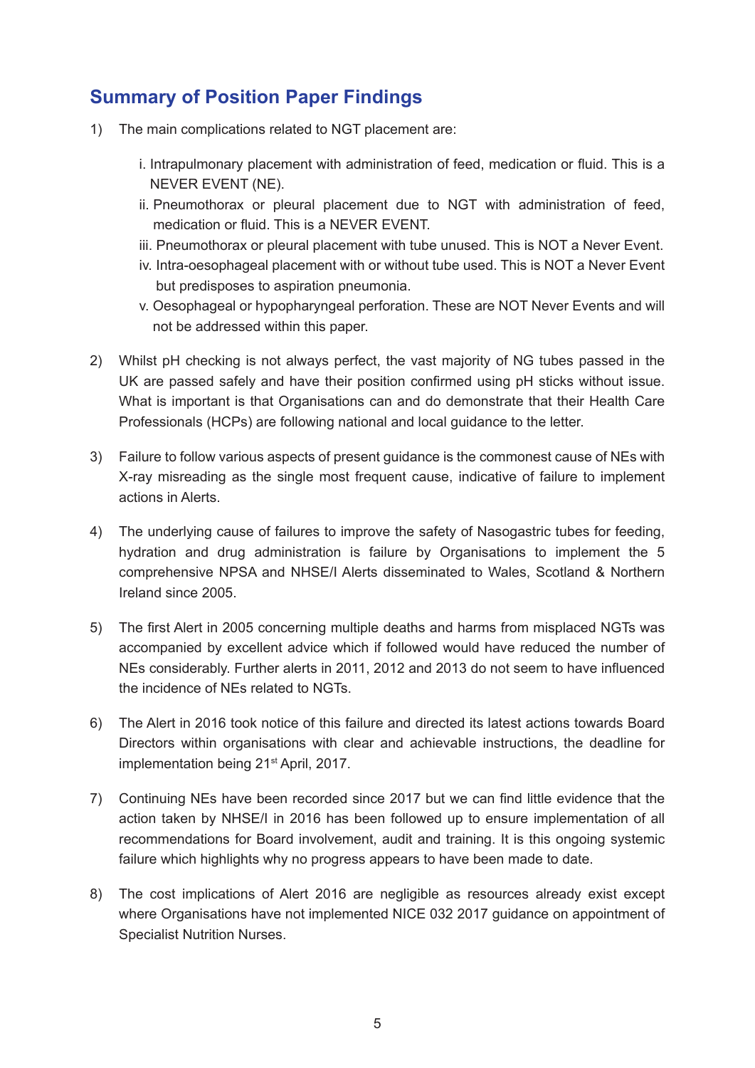## Summary of Position Paper Findings

1) The main complications related to NGT placement are:

   i. Intrapulmonary placement with administration of feed, medication or fluid. This is a NEVER EVENT (NE).
   ii. Pneumothorax or pleural placement due to NGT with administration of feed, medication or fluid. This is a NEVER EVENT.
   iii. Pneumothorax or pleural placement with tube unused. This is NOT a Never Event.
   iv. Intra-oesophageal placement with or without tube used. This is NOT a Never Event but predisposes to aspiration pneumonia.
   v. Oesophageal or hypopharyngeal perforation. These are NOT Never Events and will not be addressed within this paper.

2) Whilst pH checking is not always perfect, the vast majority of NG tubes passed in the UK are passed safely and have their position confirmed using pH sticks without issue. What is important is that Organisations can and do demonstrate that their Health Care Professionals (HCPs) are following national and local guidance to the letter.

3) Failure to follow various aspects of present guidance is the commonest cause of NEs with X-ray misreading as the single most frequent cause, indicative of failure to implement actions in Alerts.

4) The underlying cause of failures to improve the safety of Nasogastric tubes for feeding, hydration and drug administration is failure by Organisations to implement the 5 comprehensive NPSA and NHSE/I Alerts disseminated to Wales, Scotland & Northern Ireland since 2005.

5) The first Alert in 2005 concerning multiple deaths and harms from misplaced NGTs was accompanied by excellent advice which if followed would have reduced the number of NEs considerably. Further alerts in 2011, 2012 and 2013 do not seem to have influenced the incidence of NEs related to NGTs.

6) The Alert in 2016 took notice of this failure and directed its latest actions towards Board Directors within organisations with clear and achievable instructions, the deadline for implementation being 21st April, 2017.

7) Continuing NEs have been recorded since 2017 but we can find little evidence that the action taken by NHSE/I in 2016 has been followed up to ensure implementation of all recommendations for Board involvement, audit and training. It is this ongoing systemic failure which highlights why no progress appears to have been made to date.

8) The cost implications of Alert 2016 are negligible as resources already exist except where Organisations have not implemented NICE 032 2017 guidance on appointment of Specialist Nutrition Nurses.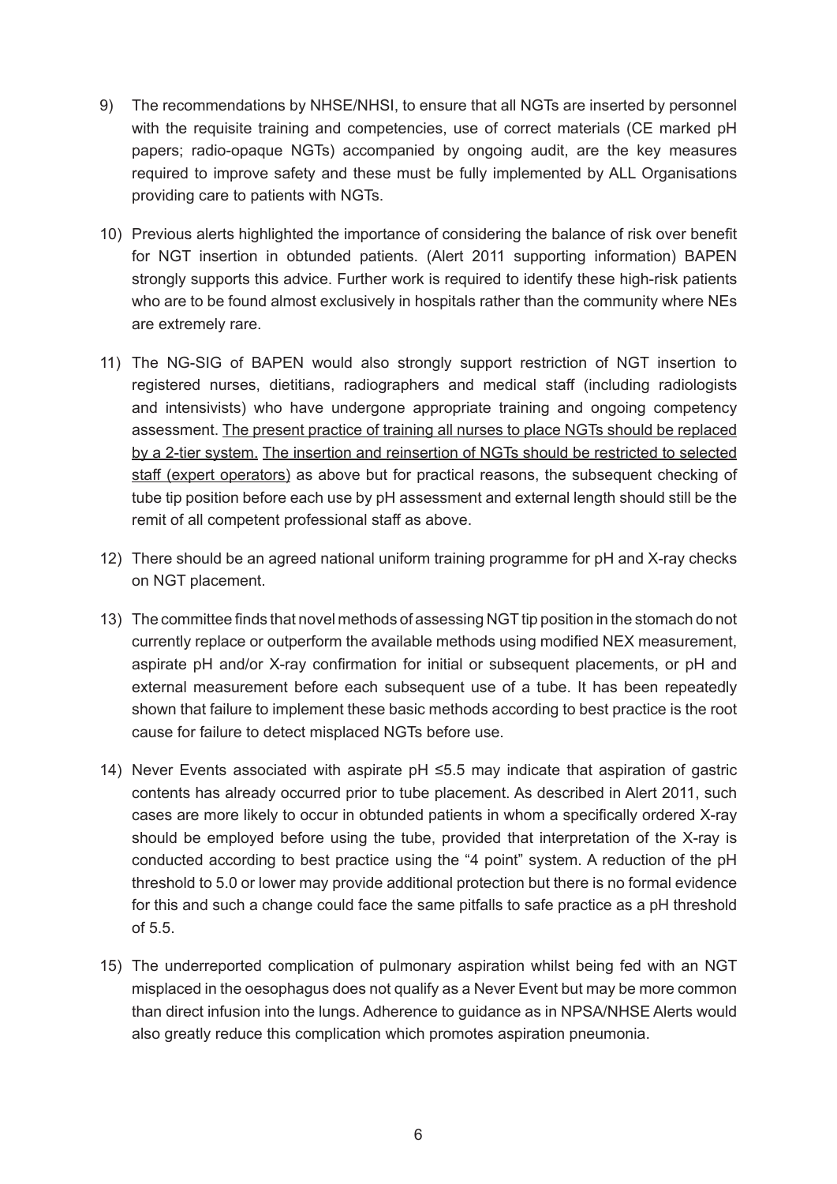9) The recommendations by NHSE/NHSI, to ensure that all NGTs are inserted by personnel with the requisite training and competencies, use of correct materials (CE marked pH papers; radio-opaque NGTs) accompanied by ongoing audit, are the key measures required to improve safety and these must be fully implemented by ALL Organisations providing care to patients with NGTs.

10) Previous alerts highlighted the importance of considering the balance of risk over benefit for NGT insertion in obtunded patients. (Alert 2011 supporting information) BAPEN strongly supports this advice. Further work is required to identify these high-risk patients who are to be found almost exclusively in hospitals rather than the community where NEs are extremely rare.

11) The NG-SIG of BAPEN would also strongly support restriction of NGT insertion to registered nurses, dietitians, radiographers and medical staff (including radiologists and intensivists) who have undergone appropriate training and ongoing competency assessment. <u>The present practice of training all nurses to place NGTs should be replaced by a 2-tier system.</u> <u>The insertion and reinsertion of NGTs should be restricted to selected staff (expert operators)</u> as above but for practical reasons, the subsequent checking of tube tip position before each use by pH assessment and external length should still be the remit of all competent professional staff as above.

12) There should be an agreed national uniform training programme for pH and X-ray checks on NGT placement.

13) The committee finds that novel methods of assessing NGT tip position in the stomach do not currently replace or outperform the available methods using modified NEX measurement, aspirate pH and/or X-ray confirmation for initial or subsequent placements, or pH and external measurement before each subsequent use of a tube. It has been repeatedly shown that failure to implement these basic methods according to best practice is the root cause for failure to detect misplaced NGTs before use.

14) Never Events associated with aspirate pH ≤5.5 may indicate that aspiration of gastric contents has already occurred prior to tube placement. As described in Alert 2011, such cases are more likely to occur in obtunded patients in whom a specifically ordered X-ray should be employed before using the tube, provided that interpretation of the X-ray is conducted according to best practice using the "4 point" system. A reduction of the pH threshold to 5.0 or lower may provide additional protection but there is no formal evidence for this and such a change could face the same pitfalls to safe practice as a pH threshold of 5.5.

15) The underreported complication of pulmonary aspiration whilst being fed with an NGT misplaced in the oesophagus does not qualify as a Never Event but may be more common than direct infusion into the lungs. Adherence to guidance as in NPSA/NHSE Alerts would also greatly reduce this complication which promotes aspiration pneumonia.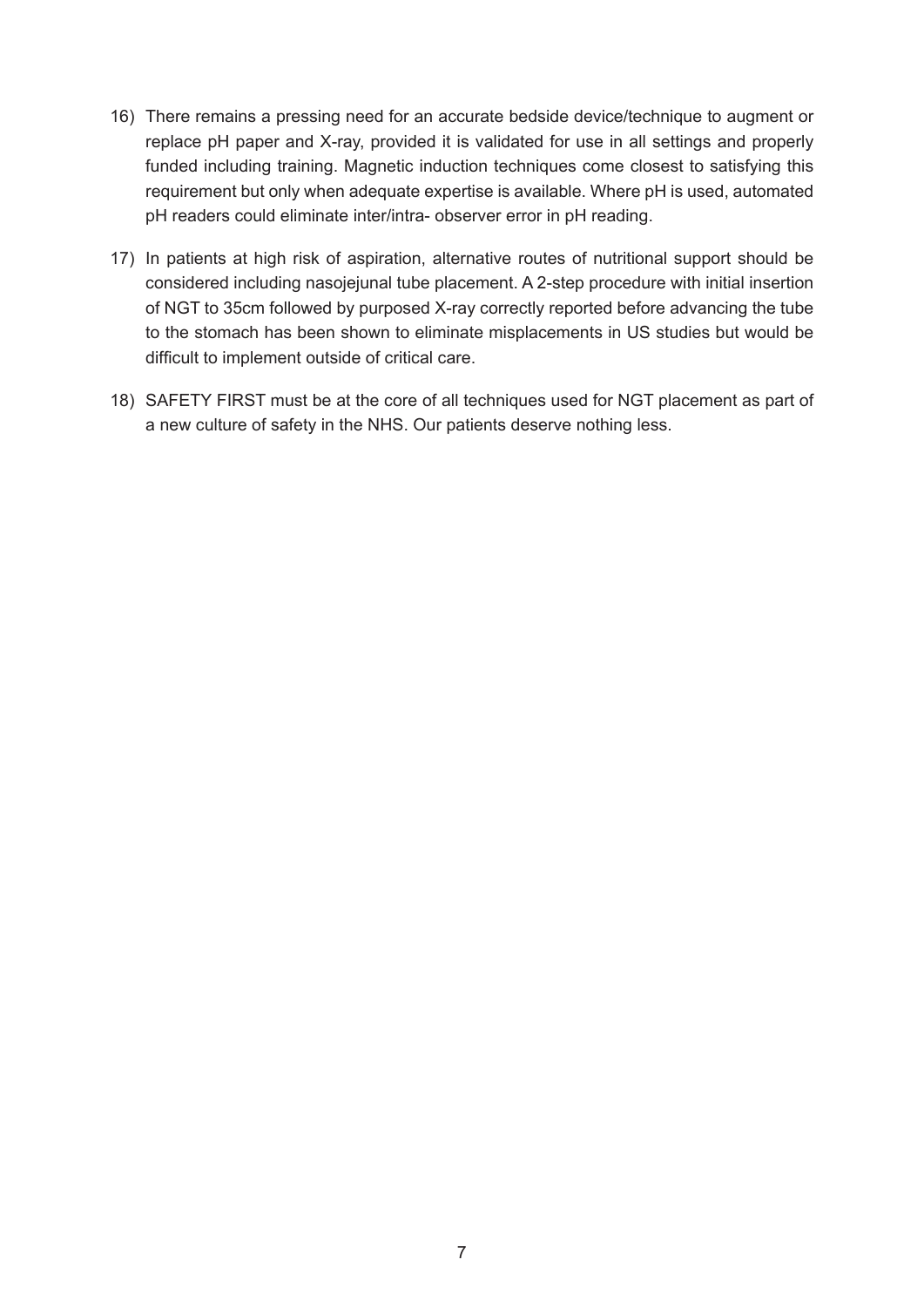16) There remains a pressing need for an accurate bedside device/technique to augment or replace pH paper and X-ray, provided it is validated for use in all settings and properly funded including training. Magnetic induction techniques come closest to satisfying this requirement but only when adequate expertise is available. Where pH is used, automated pH readers could eliminate inter/intra- observer error in pH reading.

17) In patients at high risk of aspiration, alternative routes of nutritional support should be considered including nasojejunal tube placement. A 2-step procedure with initial insertion of NGT to 35cm followed by purposed X-ray correctly reported before advancing the tube to the stomach has been shown to eliminate misplacements in US studies but would be difficult to implement outside of critical care.

18) SAFETY FIRST must be at the core of all techniques used for NGT placement as part of a new culture of safety in the NHS. Our patients deserve nothing less.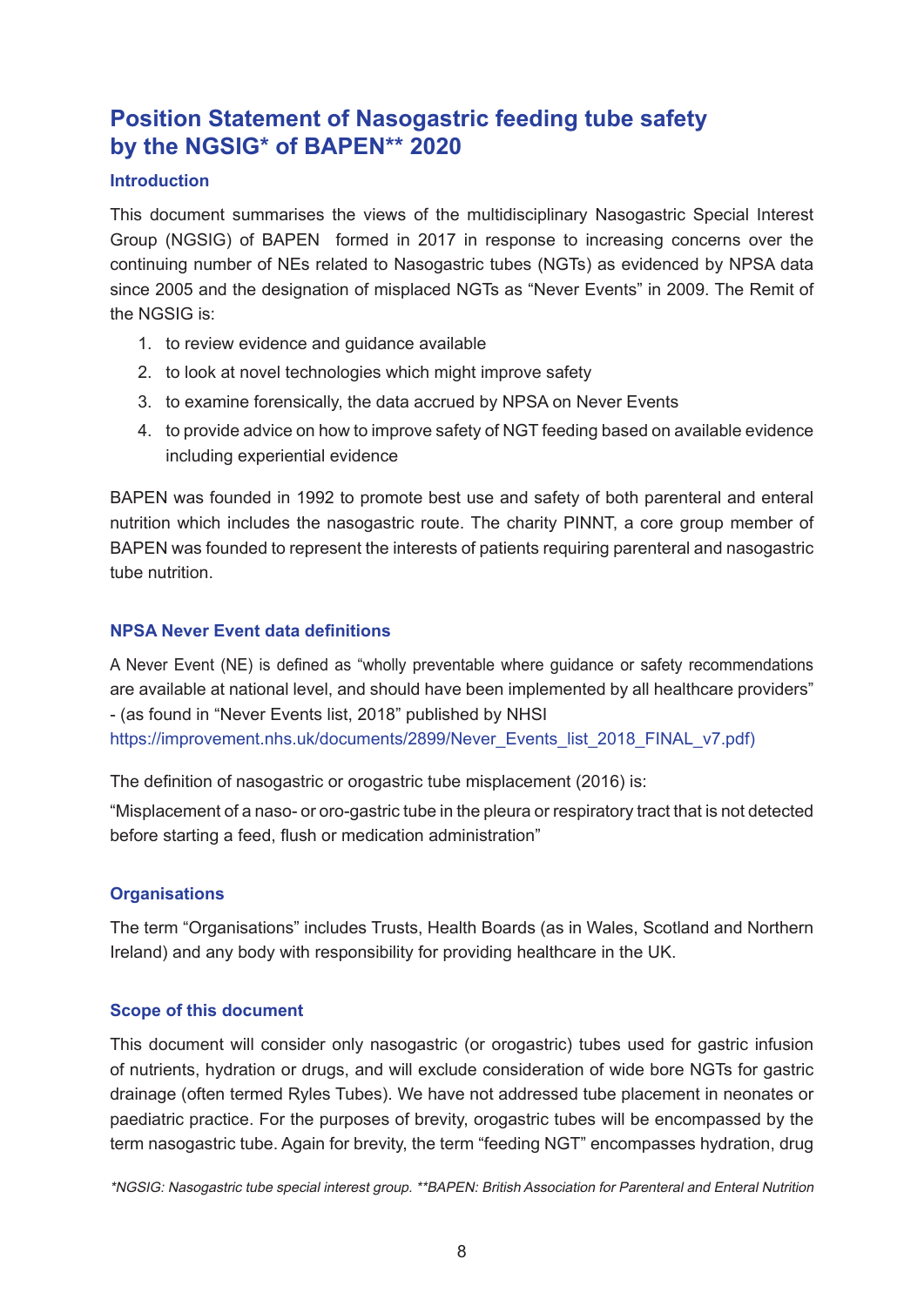# Position Statement of Nasogastric feeding tube safety by the NGSIG* of BAPEN** 2020

## Introduction

This document summarises the views of the multidisciplinary Nasogastric Special Interest Group (NGSIG) of BAPEN formed in 2017 in response to increasing concerns over the continuing number of NEs related to Nasogastric tubes (NGTs) as evidenced by NPSA data since 2005 and the designation of misplaced NGTs as "Never Events" in 2009. The Remit of the NGSIG is:

1. to review evidence and guidance available
2. to look at novel technologies which might improve safety
3. to examine forensically, the data accrued by NPSA on Never Events
4. to provide advice on how to improve safety of NGT feeding based on available evidence including experiential evidence

BAPEN was founded in 1992 to promote best use and safety of both parenteral and enteral nutrition which includes the nasogastric route. The charity PINNT, a core group member of BAPEN was founded to represent the interests of patients requiring parenteral and nasogastric tube nutrition.

## NPSA Never Event data definitions

A Never Event (NE) is defined as "wholly preventable where guidance or safety recommendations are available at national level, and should have been implemented by all healthcare providers" - (as found in "Never Events list, 2018" published by NHSI https://improvement.nhs.uk/documents/2899/Never_Events_list_2018_FINAL_v7.pdf)

The definition of nasogastric or orogastric tube misplacement (2016) is:

"Misplacement of a naso- or oro-gastric tube in the pleura or respiratory tract that is not detected before starting a feed, flush or medication administration"

## Organisations

The term "Organisations" includes Trusts, Health Boards (as in Wales, Scotland and Northern Ireland) and any body with responsibility for providing healthcare in the UK.

## Scope of this document

This document will consider only nasogastric (or orogastric) tubes used for gastric infusion of nutrients, hydration or drugs, and will exclude consideration of wide bore NGTs for gastric drainage (often termed Ryles Tubes). We have not addressed tube placement in neonates or paediatric practice. For the purposes of brevity, orogastric tubes will be encompassed by the term nasogastric tube. Again for brevity, the term "feeding NGT" encompasses hydration, drug

*\*NGSIG: Nasogastric tube special interest group. \*\*BAPEN: British Association for Parenteral and Enteral Nutrition*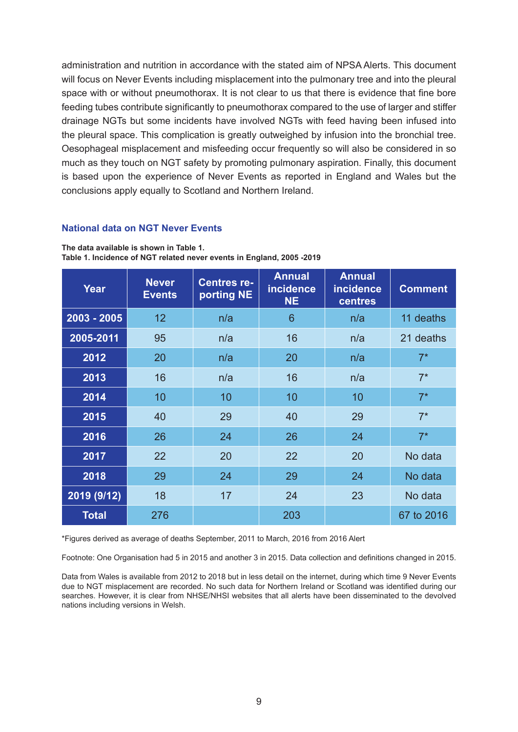administration and nutrition in accordance with the stated aim of NPSA Alerts. This document will focus on Never Events including misplacement into the pulmonary tree and into the pleural space with or without pneumothorax. It is not clear to us that there is evidence that fine bore feeding tubes contribute significantly to pneumothorax compared to the use of larger and stiffer drainage NGTs but some incidents have involved NGTs with feed having been infused into the pleural space. This complication is greatly outweighed by infusion into the bronchial tree. Oesophageal misplacement and misfeeding occur frequently so will also be considered in so much as they touch on NGT safety by promoting pulmonary aspiration. Finally, this document is based upon the experience of Never Events as reported in England and Wales but the conclusions apply equally to Scotland and Northern Ireland.

## National data on NGT Never Events

**The data available is shown in Table 1.**
**Table 1. Incidence of NGT related never events in England, 2005 -2019**

| Year | Never Events | Centres reporting NE | Annual incidence NE | Annual incidence centres | Comment |
|---|---|---|---|---|---|
| 2003 - 2005 | 12 | n/a | 6 | n/a | 11 deaths |
| 2005-2011 | 95 | n/a | 16 | n/a | 21 deaths |
| 2012 | 20 | n/a | 20 | n/a | 7* |
| 2013 | 16 | n/a | 16 | n/a | 7* |
| 2014 | 10 | 10 | 10 | 10 | 7* |
| 2015 | 40 | 29 | 40 | 29 | 7* |
| 2016 | 26 | 24 | 26 | 24 | 7* |
| 2017 | 22 | 20 | 22 | 20 | No data |
| 2018 | 29 | 24 | 29 | 24 | No data |
| 2019 (9/12) | 18 | 17 | 24 | 23 | No data |
| Total | 276 | | 203 | | 67 to 2016 |

*Figures derived as average of deaths September, 2011 to March, 2016 from 2016 Alert

Footnote: One Organisation had 5 in 2015 and another 3 in 2015. Data collection and definitions changed in 2015.

Data from Wales is available from 2012 to 2018 but in less detail on the internet, during which time 9 Never Events due to NGT misplacement are recorded. No such data for Northern Ireland or Scotland was identified during our searches. However, it is clear from NHSE/NHSI websites that all alerts have been disseminated to the devolved nations including versions in Welsh.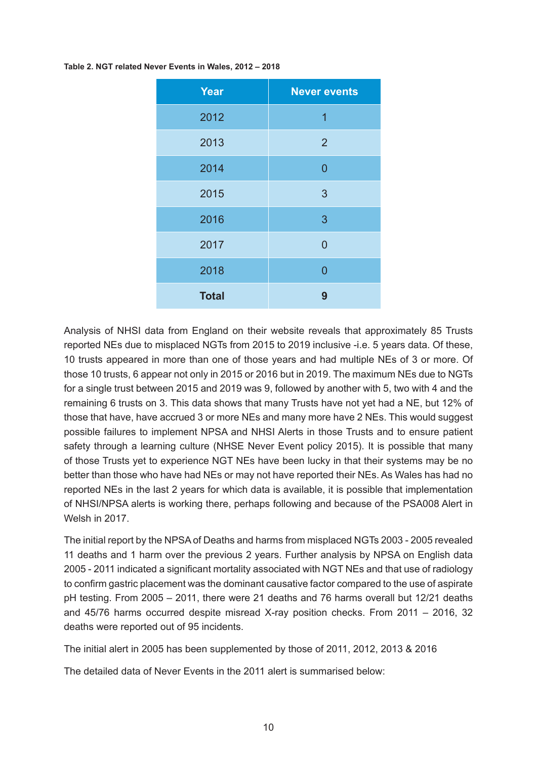**Table 2. NGT related Never Events in Wales, 2012 – 2018**

| Year | Never events |
|---|---|
| 2012 | 1 |
| 2013 | 2 |
| 2014 | 0 |
| 2015 | 3 |
| 2016 | 3 |
| 2017 | 0 |
| 2018 | 0 |
| **Total** | **9** |

Analysis of NHSI data from England on their website reveals that approximately 85 Trusts reported NEs due to misplaced NGTs from 2015 to 2019 inclusive -i.e. 5 years data. Of these, 10 trusts appeared in more than one of those years and had multiple NEs of 3 or more. Of those 10 trusts, 6 appear not only in 2015 or 2016 but in 2019. The maximum NEs due to NGTs for a single trust between 2015 and 2019 was 9, followed by another with 5, two with 4 and the remaining 6 trusts on 3. This data shows that many Trusts have not yet had a NE, but 12% of those that have, have accrued 3 or more NEs and many more have 2 NEs. This would suggest possible failures to implement NPSA and NHSI Alerts in those Trusts and to ensure patient safety through a learning culture (NHSE Never Event policy 2015). It is possible that many of those Trusts yet to experience NGT NEs have been lucky in that their systems may be no better than those who have had NEs or may not have reported their NEs. As Wales has had no reported NEs in the last 2 years for which data is available, it is possible that implementation of NHSI/NPSA alerts is working there, perhaps following and because of the PSA008 Alert in Welsh in 2017.

The initial report by the NPSA of Deaths and harms from misplaced NGTs 2003 - 2005 revealed 11 deaths and 1 harm over the previous 2 years. Further analysis by NPSA on English data 2005 - 2011 indicated a significant mortality associated with NGT NEs and that use of radiology to confirm gastric placement was the dominant causative factor compared to the use of aspirate pH testing. From 2005 – 2011, there were 21 deaths and 76 harms overall but 12/21 deaths and 45/76 harms occurred despite misread X-ray position checks. From 2011 – 2016, 32 deaths were reported out of 95 incidents.

The initial alert in 2005 has been supplemented by those of 2011, 2012, 2013 & 2016

The detailed data of Never Events in the 2011 alert is summarised below: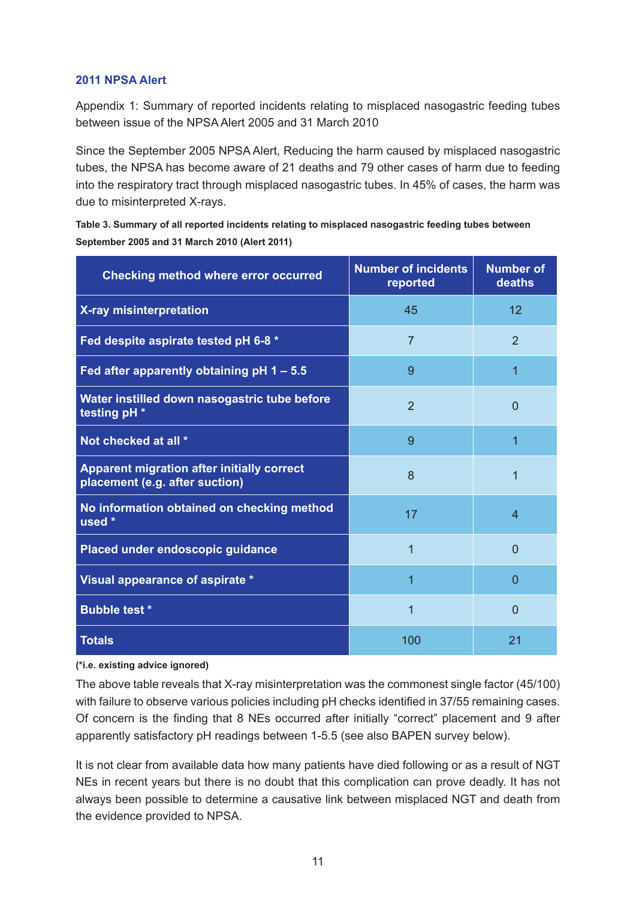### 2011 NPSA Alert

Appendix 1: Summary of reported incidents relating to misplaced nasogastric feeding tubes between issue of the NPSA Alert 2005 and 31 March 2010

Since the September 2005 NPSA Alert, Reducing the harm caused by misplaced nasogastric tubes, the NPSA has become aware of 21 deaths and 79 other cases of harm due to feeding into the respiratory tract through misplaced nasogastric tubes. In 45% of cases, the harm was due to misinterpreted X-rays.

**Table 3. Summary of all reported incidents relating to misplaced nasogastric feeding tubes between September 2005 and 31 March 2010 (Alert 2011)**

| Checking method where error occurred | Number of incidents reported | Number of deaths |
|---|---|---|
| X-ray misinterpretation | 45 | 12 |
| Fed despite aspirate tested pH 6-8 * | 7 | 2 |
| Fed after apparently obtaining pH 1 – 5.5 | 9 | 1 |
| Water instilled down nasogastric tube before testing pH * | 2 | 0 |
| Not checked at all * | 9 | 1 |
| Apparent migration after initially correct placement (e.g. after suction) | 8 | 1 |
| No information obtained on checking method used * | 17 | 4 |
| Placed under endoscopic guidance | 1 | 0 |
| Visual appearance of aspirate * | 1 | 0 |
| Bubble test * | 1 | 0 |
| Totals | 100 | 21 |

**(*i.e. existing advice ignored)**

The above table reveals that X-ray misinterpretation was the commonest single factor (45/100) with failure to observe various policies including pH checks identified in 37/55 remaining cases. Of concern is the finding that 8 NEs occurred after initially "correct" placement and 9 after apparently satisfactory pH readings between 1-5.5 (see also BAPEN survey below).

It is not clear from available data how many patients have died following or as a result of NGT NEs in recent years but there is no doubt that this complication can prove deadly. It has not always been possible to determine a causative link between misplaced NGT and death from the evidence provided to NPSA.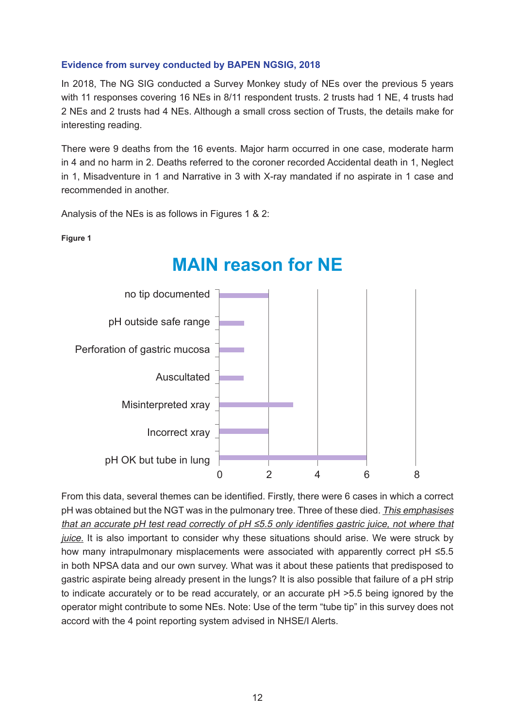### Evidence from survey conducted by BAPEN NGSIG, 2018

In 2018, The NG SIG conducted a Survey Monkey study of NEs over the previous 5 years with 11 responses covering 16 NEs in 8/11 respondent trusts. 2 trusts had 1 NE, 4 trusts had 2 NEs and 2 trusts had 4 NEs. Although a small cross section of Trusts, the details make for interesting reading.

There were 9 deaths from the 16 events. Major harm occurred in one case, moderate harm in 4 and no harm in 2. Deaths referred to the coroner recorded Accidental death in 1, Neglect in 1, Misadventure in 1 and Narrative in 3 with X-ray mandated if no aspirate in 1 case and recommended in another.

Analysis of the NEs is as follows in Figures 1 & 2:

**Figure 1**

**MAIN reason for NE**

| Reason | Count |
| --- | --- |
| no tip documented | 2 |
| pH outside safe range | 1 |
| Perforation of gastric mucosa | 1 |
| Auscultated | 1 |
| Misinterpreted xray | 3 |
| Incorrect xray | 2 |
| pH OK but tube in lung | 6 |

From this data, several themes can be identified. Firstly, there were 6 cases in which a correct pH was obtained but the NGT was in the pulmonary tree. Three of these died. *This emphasises that an accurate pH test read correctly of pH ≤5.5 only identifies gastric juice, not where that juice.* It is also important to consider why these situations should arise. We were struck by how many intrapulmonary misplacements were associated with apparently correct pH ≤5.5 in both NPSA data and our own survey. What was it about these patients that predisposed to gastric aspirate being already present in the lungs? It is also possible that failure of a pH strip to indicate accurately or to be read accurately, or an accurate pH >5.5 being ignored by the operator might contribute to some NEs. Note: Use of the term "tube tip" in this survey does not accord with the 4 point reporting system advised in NHSE/I Alerts.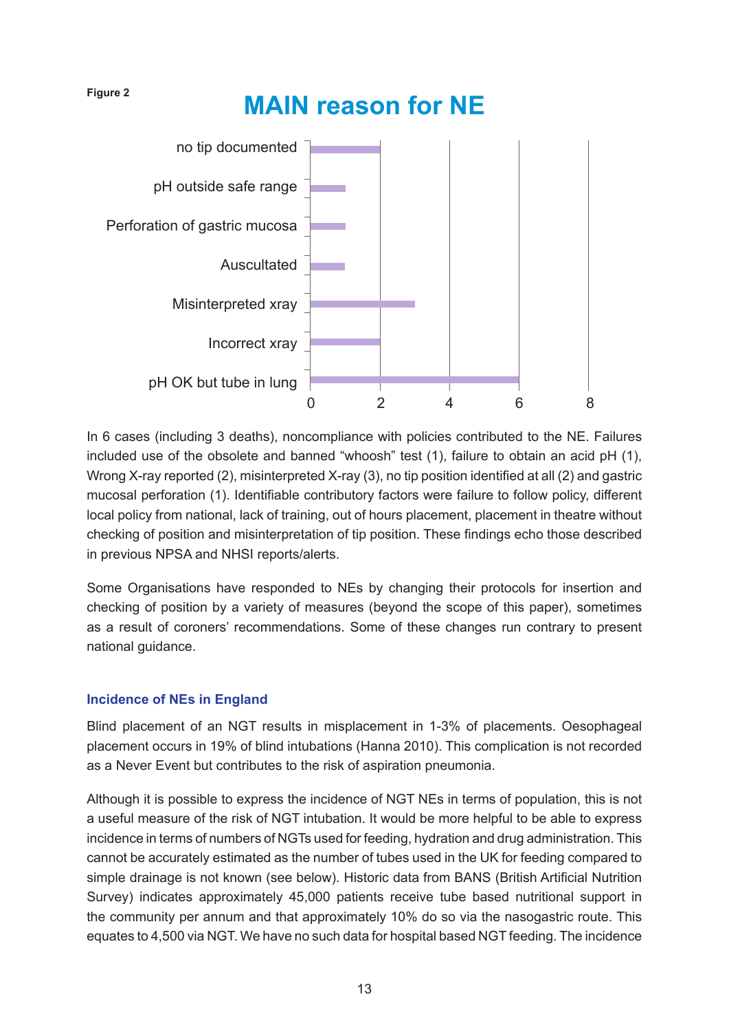Figure 2

**MAIN reason for NE**

| Reason | Count |
|---|---|
| no tip documented | 2 |
| pH outside safe range | 1 |
| Perforation of gastric mucosa | 1 |
| Auscultated | 1 |
| Misinterpreted xray | 3 |
| Incorrect xray | 2 |
| pH OK but tube in lung | 6 |

In 6 cases (including 3 deaths), noncompliance with policies contributed to the NE. Failures included use of the obsolete and banned "whoosh" test (1), failure to obtain an acid pH (1), Wrong X-ray reported (2), misinterpreted X-ray (3), no tip position identified at all (2) and gastric mucosal perforation (1). Identifiable contributory factors were failure to follow policy, different local policy from national, lack of training, out of hours placement, placement in theatre without checking of position and misinterpretation of tip position. These findings echo those described in previous NPSA and NHSI reports/alerts.

Some Organisations have responded to NEs by changing their protocols for insertion and checking of position by a variety of measures (beyond the scope of this paper), sometimes as a result of coroners' recommendations. Some of these changes run contrary to present national guidance.

### Incidence of NEs in England

Blind placement of an NGT results in misplacement in 1-3% of placements. Oesophageal placement occurs in 19% of blind intubations (Hanna 2010). This complication is not recorded as a Never Event but contributes to the risk of aspiration pneumonia.

Although it is possible to express the incidence of NGT NEs in terms of population, this is not a useful measure of the risk of NGT intubation. It would be more helpful to be able to express incidence in terms of numbers of NGTs used for feeding, hydration and drug administration. This cannot be accurately estimated as the number of tubes used in the UK for feeding compared to simple drainage is not known (see below). Historic data from BANS (British Artificial Nutrition Survey) indicates approximately 45,000 patients receive tube based nutritional support in the community per annum and that approximately 10% do so via the nasogastric route. This equates to 4,500 via NGT. We have no such data for hospital based NGT feeding. The incidence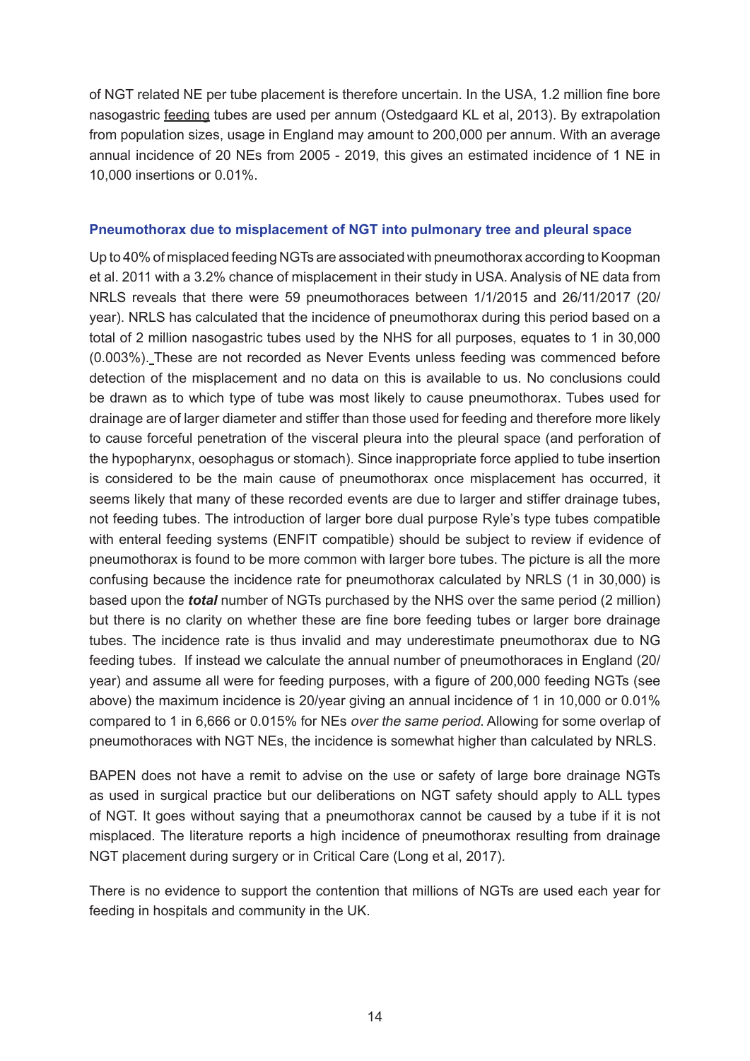of NGT related NE per tube placement is therefore uncertain. In the USA, 1.2 million fine bore nasogastric feeding tubes are used per annum (Ostedgaard KL et al, 2013). By extrapolation from population sizes, usage in England may amount to 200,000 per annum. With an average annual incidence of 20 NEs from 2005 - 2019, this gives an estimated incidence of 1 NE in 10,000 insertions or 0.01%.

### Pneumothorax due to misplacement of NGT into pulmonary tree and pleural space

Up to 40% of misplaced feeding NGTs are associated with pneumothorax according to Koopman et al. 2011 with a 3.2% chance of misplacement in their study in USA. Analysis of NE data from NRLS reveals that there were 59 pneumothoraces between 1/1/2015 and 26/11/2017 (20/year). NRLS has calculated that the incidence of pneumothorax during this period based on a total of 2 million nasogastric tubes used by the NHS for all purposes, equates to 1 in 30,000 (0.003%). These are not recorded as Never Events unless feeding was commenced before detection of the misplacement and no data on this is available to us. No conclusions could be drawn as to which type of tube was most likely to cause pneumothorax. Tubes used for drainage are of larger diameter and stiffer than those used for feeding and therefore more likely to cause forceful penetration of the visceral pleura into the pleural space (and perforation of the hypopharynx, oesophagus or stomach). Since inappropriate force applied to tube insertion is considered to be the main cause of pneumothorax once misplacement has occurred, it seems likely that many of these recorded events are due to larger and stiffer drainage tubes, not feeding tubes. The introduction of larger bore dual purpose Ryle's type tubes compatible with enteral feeding systems (ENFIT compatible) should be subject to review if evidence of pneumothorax is found to be more common with larger bore tubes. The picture is all the more confusing because the incidence rate for pneumothorax calculated by NRLS (1 in 30,000) is based upon the ***total*** number of NGTs purchased by the NHS over the same period (2 million) but there is no clarity on whether these are fine bore feeding tubes or larger bore drainage tubes. The incidence rate is thus invalid and may underestimate pneumothorax due to NG feeding tubes. If instead we calculate the annual number of pneumothoraces in England (20/year) and assume all were for feeding purposes, with a figure of 200,000 feeding NGTs (see above) the maximum incidence is 20/year giving an annual incidence of 1 in 10,000 or 0.01% compared to 1 in 6,666 or 0.015% for NEs *over the same period*. Allowing for some overlap of pneumothoraces with NGT NEs, the incidence is somewhat higher than calculated by NRLS.

BAPEN does not have a remit to advise on the use or safety of large bore drainage NGTs as used in surgical practice but our deliberations on NGT safety should apply to ALL types of NGT. It goes without saying that a pneumothorax cannot be caused by a tube if it is not misplaced. The literature reports a high incidence of pneumothorax resulting from drainage NGT placement during surgery or in Critical Care (Long et al, 2017).

There is no evidence to support the contention that millions of NGTs are used each year for feeding in hospitals and community in the UK.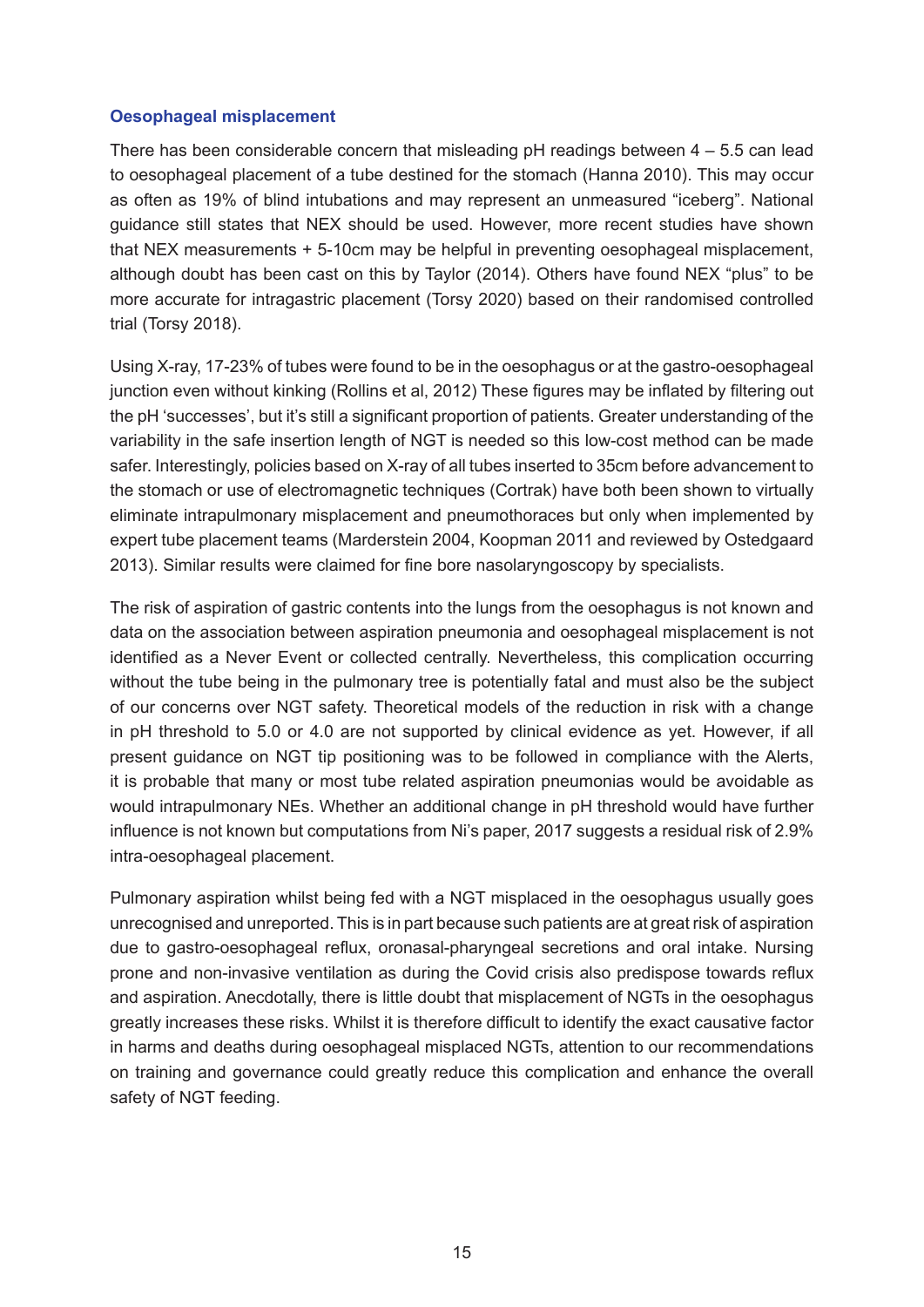### Oesophageal misplacement

There has been considerable concern that misleading pH readings between 4 – 5.5 can lead to oesophageal placement of a tube destined for the stomach (Hanna 2010). This may occur as often as 19% of blind intubations and may represent an unmeasured "iceberg". National guidance still states that NEX should be used. However, more recent studies have shown that NEX measurements + 5-10cm may be helpful in preventing oesophageal misplacement, although doubt has been cast on this by Taylor (2014). Others have found NEX "plus" to be more accurate for intragastric placement (Torsy 2020) based on their randomised controlled trial (Torsy 2018).

Using X-ray, 17-23% of tubes were found to be in the oesophagus or at the gastro-oesophageal junction even without kinking (Rollins et al, 2012) These figures may be inflated by filtering out the pH 'successes', but it's still a significant proportion of patients. Greater understanding of the variability in the safe insertion length of NGT is needed so this low-cost method can be made safer. Interestingly, policies based on X-ray of all tubes inserted to 35cm before advancement to the stomach or use of electromagnetic techniques (Cortrak) have both been shown to virtually eliminate intrapulmonary misplacement and pneumothoraces but only when implemented by expert tube placement teams (Marderstein 2004, Koopman 2011 and reviewed by Ostedgaard 2013). Similar results were claimed for fine bore nasolaryngoscopy by specialists.

The risk of aspiration of gastric contents into the lungs from the oesophagus is not known and data on the association between aspiration pneumonia and oesophageal misplacement is not identified as a Never Event or collected centrally. Nevertheless, this complication occurring without the tube being in the pulmonary tree is potentially fatal and must also be the subject of our concerns over NGT safety. Theoretical models of the reduction in risk with a change in pH threshold to 5.0 or 4.0 are not supported by clinical evidence as yet. However, if all present guidance on NGT tip positioning was to be followed in compliance with the Alerts, it is probable that many or most tube related aspiration pneumonias would be avoidable as would intrapulmonary NEs. Whether an additional change in pH threshold would have further influence is not known but computations from Ni's paper, 2017 suggests a residual risk of 2.9% intra-oesophageal placement.

Pulmonary aspiration whilst being fed with a NGT misplaced in the oesophagus usually goes unrecognised and unreported. This is in part because such patients are at great risk of aspiration due to gastro-oesophageal reflux, oronasal-pharyngeal secretions and oral intake. Nursing prone and non-invasive ventilation as during the Covid crisis also predispose towards reflux and aspiration. Anecdotally, there is little doubt that misplacement of NGTs in the oesophagus greatly increases these risks. Whilst it is therefore difficult to identify the exact causative factor in harms and deaths during oesophageal misplaced NGTs, attention to our recommendations on training and governance could greatly reduce this complication and enhance the overall safety of NGT feeding.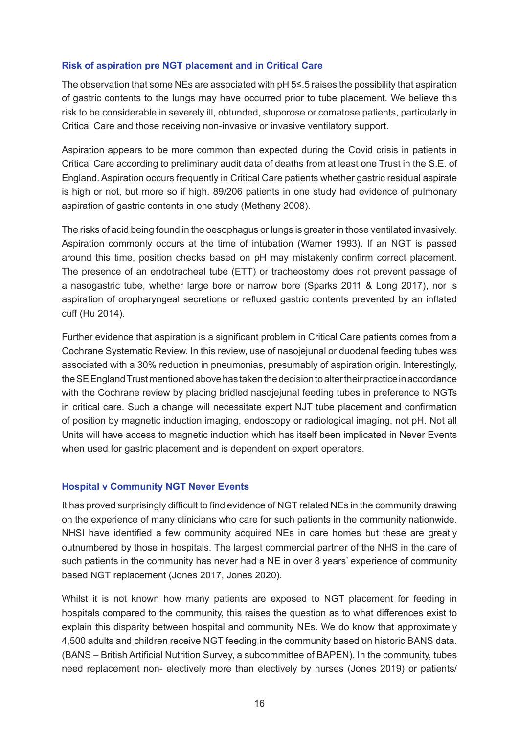### Risk of aspiration pre NGT placement and in Critical Care

The observation that some NEs are associated with pH 5≤.5 raises the possibility that aspiration of gastric contents to the lungs may have occurred prior to tube placement. We believe this risk to be considerable in severely ill, obtunded, stuporose or comatose patients, particularly in Critical Care and those receiving non-invasive or invasive ventilatory support.

Aspiration appears to be more common than expected during the Covid crisis in patients in Critical Care according to preliminary audit data of deaths from at least one Trust in the S.E. of England. Aspiration occurs frequently in Critical Care patients whether gastric residual aspirate is high or not, but more so if high. 89/206 patients in one study had evidence of pulmonary aspiration of gastric contents in one study (Methany 2008).

The risks of acid being found in the oesophagus or lungs is greater in those ventilated invasively. Aspiration commonly occurs at the time of intubation (Warner 1993). If an NGT is passed around this time, position checks based on pH may mistakenly confirm correct placement. The presence of an endotracheal tube (ETT) or tracheostomy does not prevent passage of a nasogastric tube, whether large bore or narrow bore (Sparks 2011 & Long 2017), nor is aspiration of oropharyngeal secretions or refluxed gastric contents prevented by an inflated cuff (Hu 2014).

Further evidence that aspiration is a significant problem in Critical Care patients comes from a Cochrane Systematic Review. In this review, use of nasojejunal or duodenal feeding tubes was associated with a 30% reduction in pneumonias, presumably of aspiration origin. Interestingly, the SE England Trust mentioned above has taken the decision to alter their practice in accordance with the Cochrane review by placing bridled nasojejunal feeding tubes in preference to NGTs in critical care. Such a change will necessitate expert NJT tube placement and confirmation of position by magnetic induction imaging, endoscopy or radiological imaging, not pH. Not all Units will have access to magnetic induction which has itself been implicated in Never Events when used for gastric placement and is dependent on expert operators.

### Hospital v Community NGT Never Events

It has proved surprisingly difficult to find evidence of NGT related NEs in the community drawing on the experience of many clinicians who care for such patients in the community nationwide. NHSI have identified a few community acquired NEs in care homes but these are greatly outnumbered by those in hospitals. The largest commercial partner of the NHS in the care of such patients in the community has never had a NE in over 8 years' experience of community based NGT replacement (Jones 2017, Jones 2020).

Whilst it is not known how many patients are exposed to NGT placement for feeding in hospitals compared to the community, this raises the question as to what differences exist to explain this disparity between hospital and community NEs. We do know that approximately 4,500 adults and children receive NGT feeding in the community based on historic BANS data. (BANS – British Artificial Nutrition Survey, a subcommittee of BAPEN). In the community, tubes need replacement non- electively more than electively by nurses (Jones 2019) or patients/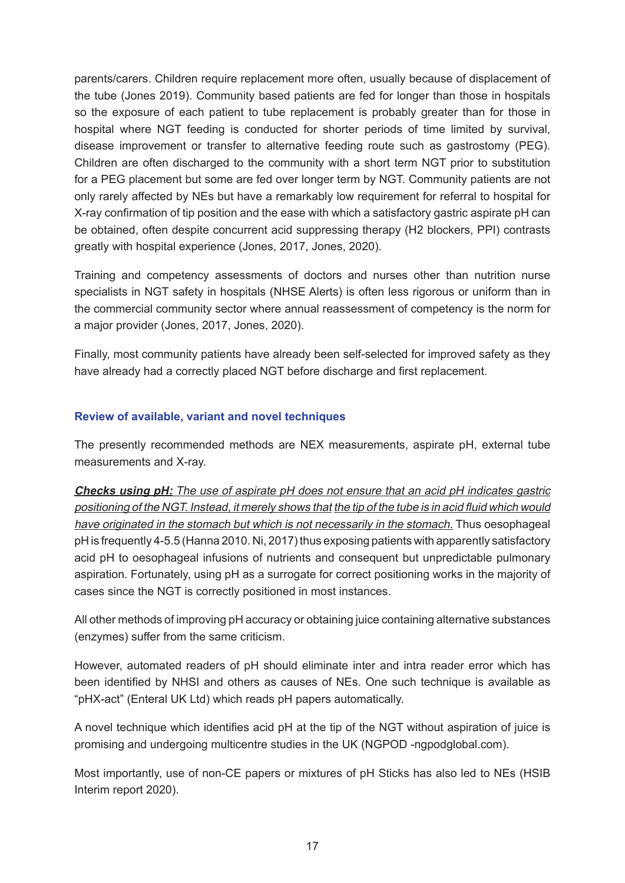parents/carers. Children require replacement more often, usually because of displacement of the tube (Jones 2019). Community based patients are fed for longer than those in hospitals so the exposure of each patient to tube replacement is probably greater than for those in hospital where NGT feeding is conducted for shorter periods of time limited by survival, disease improvement or transfer to alternative feeding route such as gastrostomy (PEG). Children are often discharged to the community with a short term NGT prior to substitution for a PEG placement but some are fed over longer term by NGT. Community patients are not only rarely affected by NEs but have a remarkably low requirement for referral to hospital for X-ray confirmation of tip position and the ease with which a satisfactory gastric aspirate pH can be obtained, often despite concurrent acid suppressing therapy (H2 blockers, PPI) contrasts greatly with hospital experience (Jones, 2017, Jones, 2020).

Training and competency assessments of doctors and nurses other than nutrition nurse specialists in NGT safety in hospitals (NHSE Alerts) is often less rigorous or uniform than in the commercial community sector where annual reassessment of competency is the norm for a major provider (Jones, 2017, Jones, 2020).

Finally, most community patients have already been self-selected for improved safety as they have already had a correctly placed NGT before discharge and first replacement.

### Review of available, variant and novel techniques

The presently recommended methods are NEX measurements, aspirate pH, external tube measurements and X-ray.

***Checks using pH:*** *The use of aspirate pH does not ensure that an acid pH indicates gastric positioning of the NGT. Instead, it merely shows that the tip of the tube is in acid fluid which would have originated in the stomach but which is not necessarily in the stomach.* Thus oesophageal pH is frequently 4-5.5 (Hanna 2010. Ni, 2017) thus exposing patients with apparently satisfactory acid pH to oesophageal infusions of nutrients and consequent but unpredictable pulmonary aspiration. Fortunately, using pH as a surrogate for correct positioning works in the majority of cases since the NGT is correctly positioned in most instances.

All other methods of improving pH accuracy or obtaining juice containing alternative substances (enzymes) suffer from the same criticism.

However, automated readers of pH should eliminate inter and intra reader error which has been identified by NHSI and others as causes of NEs. One such technique is available as "pHX-act" (Enteral UK Ltd) which reads pH papers automatically.

A novel technique which identifies acid pH at the tip of the NGT without aspiration of juice is promising and undergoing multicentre studies in the UK (NGPOD -ngpodglobal.com).

Most importantly, use of non-CE papers or mixtures of pH Sticks has also led to NEs (HSIB Interim report 2020).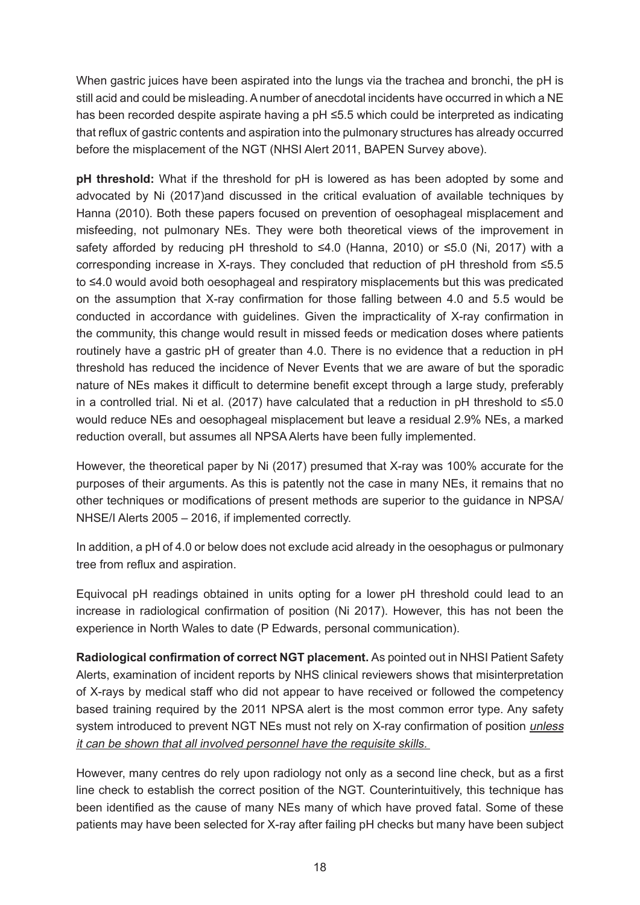When gastric juices have been aspirated into the lungs via the trachea and bronchi, the pH is still acid and could be misleading. A number of anecdotal incidents have occurred in which a NE has been recorded despite aspirate having a pH ≤5.5 which could be interpreted as indicating that reflux of gastric contents and aspiration into the pulmonary structures has already occurred before the misplacement of the NGT (NHSI Alert 2011, BAPEN Survey above).

**pH threshold:** What if the threshold for pH is lowered as has been adopted by some and advocated by Ni (2017)and discussed in the critical evaluation of available techniques by Hanna (2010). Both these papers focused on prevention of oesophageal misplacement and misfeeding, not pulmonary NEs. They were both theoretical views of the improvement in safety afforded by reducing pH threshold to ≤4.0 (Hanna, 2010) or ≤5.0 (Ni, 2017) with a corresponding increase in X-rays. They concluded that reduction of pH threshold from ≤5.5 to ≤4.0 would avoid both oesophageal and respiratory misplacements but this was predicated on the assumption that X-ray confirmation for those falling between 4.0 and 5.5 would be conducted in accordance with guidelines. Given the impracticality of X-ray confirmation in the community, this change would result in missed feeds or medication doses where patients routinely have a gastric pH of greater than 4.0. There is no evidence that a reduction in pH threshold has reduced the incidence of Never Events that we are aware of but the sporadic nature of NEs makes it difficult to determine benefit except through a large study, preferably in a controlled trial. Ni et al. (2017) have calculated that a reduction in pH threshold to ≤5.0 would reduce NEs and oesophageal misplacement but leave a residual 2.9% NEs, a marked reduction overall, but assumes all NPSA Alerts have been fully implemented.

However, the theoretical paper by Ni (2017) presumed that X-ray was 100% accurate for the purposes of their arguments. As this is patently not the case in many NEs, it remains that no other techniques or modifications of present methods are superior to the guidance in NPSA/NHSE/I Alerts 2005 – 2016, if implemented correctly.

In addition, a pH of 4.0 or below does not exclude acid already in the oesophagus or pulmonary tree from reflux and aspiration.

Equivocal pH readings obtained in units opting for a lower pH threshold could lead to an increase in radiological confirmation of position (Ni 2017). However, this has not been the experience in North Wales to date (P Edwards, personal communication).

**Radiological confirmation of correct NGT placement.** As pointed out in NHSI Patient Safety Alerts, examination of incident reports by NHS clinical reviewers shows that misinterpretation of X-rays by medical staff who did not appear to have received or followed the competency based training required by the 2011 NPSA alert is the most common error type. Any safety system introduced to prevent NGT NEs must not rely on X-ray confirmation of position *unless it can be shown that all involved personnel have the requisite skills.*

However, many centres do rely upon radiology not only as a second line check, but as a first line check to establish the correct position of the NGT. Counterintuitively, this technique has been identified as the cause of many NEs many of which have proved fatal. Some of these patients may have been selected for X-ray after failing pH checks but many have been subject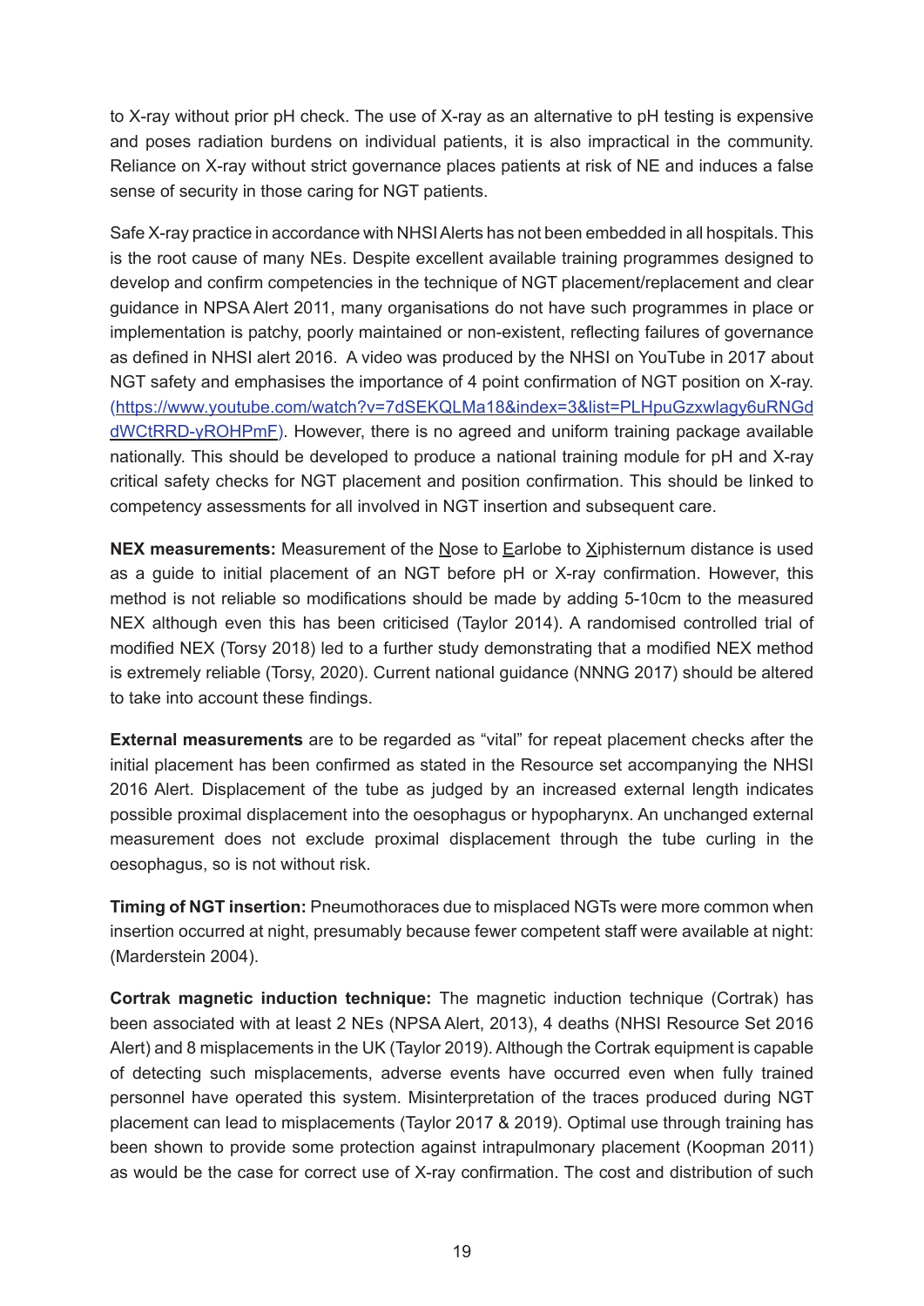to X-ray without prior pH check. The use of X-ray as an alternative to pH testing is expensive and poses radiation burdens on individual patients, it is also impractical in the community. Reliance on X-ray without strict governance places patients at risk of NE and induces a false sense of security in those caring for NGT patients.

Safe X-ray practice in accordance with NHSI Alerts has not been embedded in all hospitals. This is the root cause of many NEs. Despite excellent available training programmes designed to develop and confirm competencies in the technique of NGT placement/replacement and clear guidance in NPSA Alert 2011, many organisations do not have such programmes in place or implementation is patchy, poorly maintained or non-existent, reflecting failures of governance as defined in NHSI alert 2016. A video was produced by the NHSI on YouTube in 2017 about NGT safety and emphasises the importance of 4 point confirmation of NGT position on X-ray. ([https://www.youtube.com/watch?v=7dSEKQLMa18&index=3&list=PLHpuGzxwlagy6uRNGddWCtRRD-yROHPmF](https://www.youtube.com/watch?v=7dSEKQLMa18&index=3&list=PLHpuGzxwlagy6uRNGddWCtRRD-yROHPmF)). However, there is no agreed and uniform training package available nationally. This should be developed to produce a national training module for pH and X-ray critical safety checks for NGT placement and position confirmation. This should be linked to competency assessments for all involved in NGT insertion and subsequent care.

**NEX measurements:** Measurement of the Nose to Earlobe to Xiphisternum distance is used as a guide to initial placement of an NGT before pH or X-ray confirmation. However, this method is not reliable so modifications should be made by adding 5-10cm to the measured NEX although even this has been criticised (Taylor 2014). A randomised controlled trial of modified NEX (Torsy 2018) led to a further study demonstrating that a modified NEX method is extremely reliable (Torsy, 2020). Current national guidance (NNNG 2017) should be altered to take into account these findings.

**External measurements** are to be regarded as "vital" for repeat placement checks after the initial placement has been confirmed as stated in the Resource set accompanying the NHSI 2016 Alert. Displacement of the tube as judged by an increased external length indicates possible proximal displacement into the oesophagus or hypopharynx. An unchanged external measurement does not exclude proximal displacement through the tube curling in the oesophagus, so is not without risk.

**Timing of NGT insertion:** Pneumothoraces due to misplaced NGTs were more common when insertion occurred at night, presumably because fewer competent staff were available at night: (Marderstein 2004).

**Cortrak magnetic induction technique:** The magnetic induction technique (Cortrak) has been associated with at least 2 NEs (NPSA Alert, 2013), 4 deaths (NHSI Resource Set 2016 Alert) and 8 misplacements in the UK (Taylor 2019). Although the Cortrak equipment is capable of detecting such misplacements, adverse events have occurred even when fully trained personnel have operated this system. Misinterpretation of the traces produced during NGT placement can lead to misplacements (Taylor 2017 & 2019). Optimal use through training has been shown to provide some protection against intrapulmonary placement (Koopman 2011) as would be the case for correct use of X-ray confirmation. The cost and distribution of such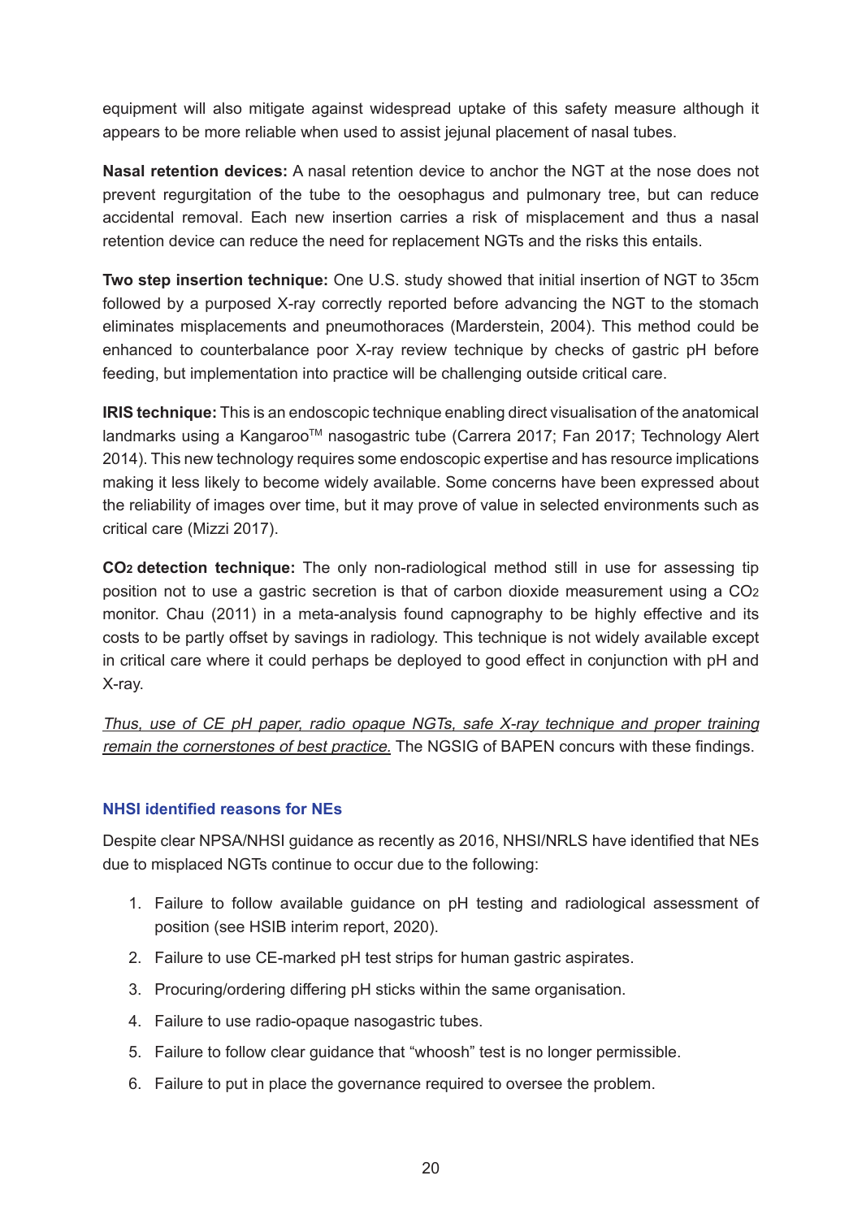equipment will also mitigate against widespread uptake of this safety measure although it appears to be more reliable when used to assist jejunal placement of nasal tubes.

**Nasal retention devices:** A nasal retention device to anchor the NGT at the nose does not prevent regurgitation of the tube to the oesophagus and pulmonary tree, but can reduce accidental removal. Each new insertion carries a risk of misplacement and thus a nasal retention device can reduce the need for replacement NGTs and the risks this entails.

**Two step insertion technique:** One U.S. study showed that initial insertion of NGT to 35cm followed by a purposed X-ray correctly reported before advancing the NGT to the stomach eliminates misplacements and pneumothoraces (Marderstein, 2004). This method could be enhanced to counterbalance poor X-ray review technique by checks of gastric pH before feeding, but implementation into practice will be challenging outside critical care.

**IRIS technique:** This is an endoscopic technique enabling direct visualisation of the anatomical landmarks using a Kangaroo™ nasogastric tube (Carrera 2017; Fan 2017; Technology Alert 2014). This new technology requires some endoscopic expertise and has resource implications making it less likely to become widely available. Some concerns have been expressed about the reliability of images over time, but it may prove of value in selected environments such as critical care (Mizzi 2017).

**$CO_2$ detection technique:** The only non-radiological method still in use for assessing tip position not to use a gastric secretion is that of carbon dioxide measurement using a $CO_2$ monitor. Chau (2011) in a meta-analysis found capnography to be highly effective and its costs to be partly offset by savings in radiology. This technique is not widely available except in critical care where it could perhaps be deployed to good effect in conjunction with pH and X-ray.

*Thus, use of CE pH paper, radio opaque NGTs, safe X-ray technique and proper training remain the cornerstones of best practice.* The NGSIG of BAPEN concurs with these findings.

### NHSI identified reasons for NEs

Despite clear NPSA/NHSI guidance as recently as 2016, NHSI/NRLS have identified that NEs due to misplaced NGTs continue to occur due to the following:

1. Failure to follow available guidance on pH testing and radiological assessment of position (see HSIB interim report, 2020).
2. Failure to use CE-marked pH test strips for human gastric aspirates.
3. Procuring/ordering differing pH sticks within the same organisation.
4. Failure to use radio-opaque nasogastric tubes.
5. Failure to follow clear guidance that "whoosh" test is no longer permissible.
6. Failure to put in place the governance required to oversee the problem.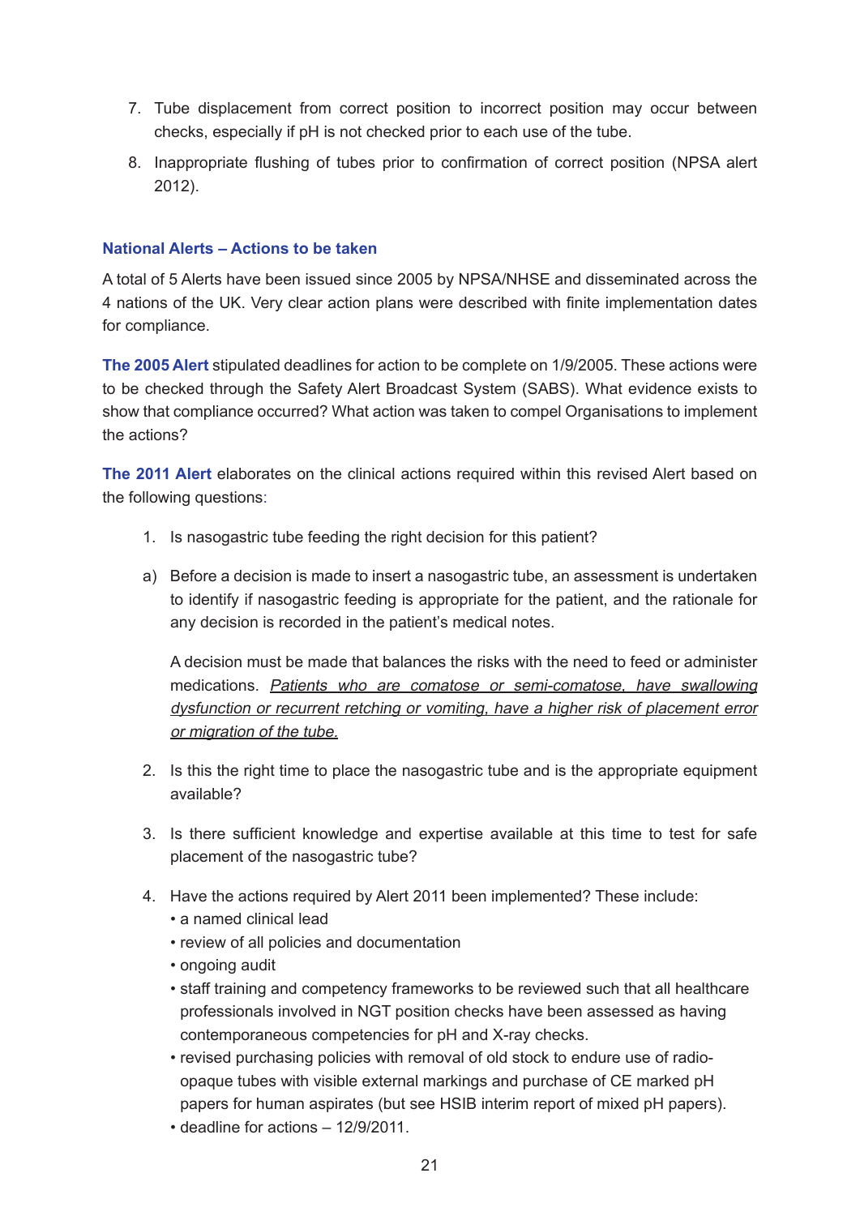7. Tube displacement from correct position to incorrect position may occur between checks, especially if pH is not checked prior to each use of the tube.
8. Inappropriate flushing of tubes prior to confirmation of correct position (NPSA alert 2012).

### National Alerts – Actions to be taken

A total of 5 Alerts have been issued since 2005 by NPSA/NHSE and disseminated across the 4 nations of the UK. Very clear action plans were described with finite implementation dates for compliance.

**The 2005 Alert** stipulated deadlines for action to be complete on 1/9/2005. These actions were to be checked through the Safety Alert Broadcast System (SABS). What evidence exists to show that compliance occurred? What action was taken to compel Organisations to implement the actions?

**The 2011 Alert** elaborates on the clinical actions required within this revised Alert based on the following questions:

1. Is nasogastric tube feeding the right decision for this patient?

a) Before a decision is made to insert a nasogastric tube, an assessment is undertaken to identify if nasogastric feeding is appropriate for the patient, and the rationale for any decision is recorded in the patient's medical notes.

   A decision must be made that balances the risks with the need to feed or administer medications. *Patients who are comatose or semi-comatose, have swallowing dysfunction or recurrent retching or vomiting, have a higher risk of placement error or migration of the tube.*

2. Is this the right time to place the nasogastric tube and is the appropriate equipment available?

3. Is there sufficient knowledge and expertise available at this time to test for safe placement of the nasogastric tube?

4. Have the actions required by Alert 2011 been implemented? These include:
   - a named clinical lead
   - review of all policies and documentation
   - ongoing audit
   - staff training and competency frameworks to be reviewed such that all healthcare professionals involved in NGT position checks have been assessed as having contemporaneous competencies for pH and X-ray checks.
   - revised purchasing policies with removal of old stock to endure use of radio-opaque tubes with visible external markings and purchase of CE marked pH papers for human aspirates (but see HSIB interim report of mixed pH papers).
   - deadline for actions – 12/9/2011.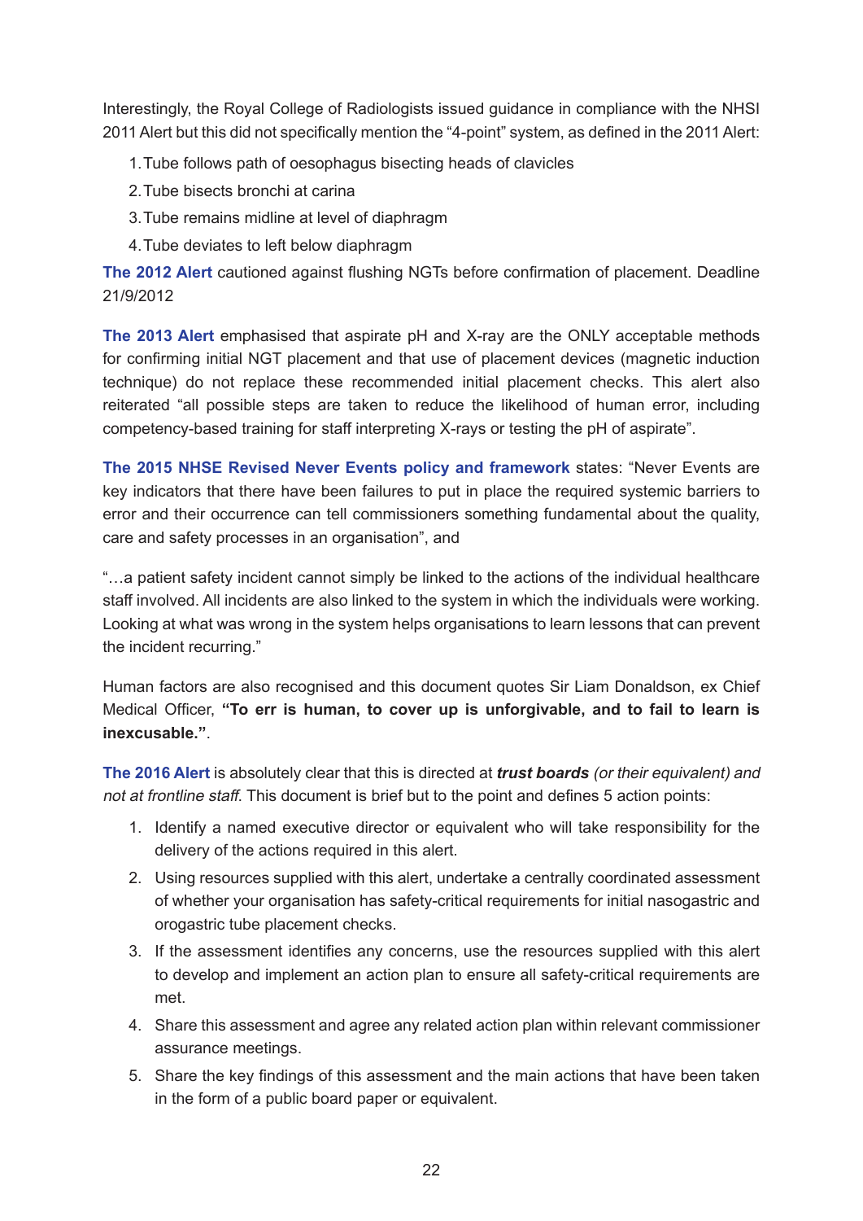Interestingly, the Royal College of Radiologists issued guidance in compliance with the NHSI 2011 Alert but this did not specifically mention the "4-point" system, as defined in the 2011 Alert:

1. Tube follows path of oesophagus bisecting heads of clavicles
2. Tube bisects bronchi at carina
3. Tube remains midline at level of diaphragm
4. Tube deviates to left below diaphragm

**The 2012 Alert** cautioned against flushing NGTs before confirmation of placement. Deadline 21/9/2012

**The 2013 Alert** emphasised that aspirate pH and X-ray are the ONLY acceptable methods for confirming initial NGT placement and that use of placement devices (magnetic induction technique) do not replace these recommended initial placement checks. This alert also reiterated "all possible steps are taken to reduce the likelihood of human error, including competency-based training for staff interpreting X-rays or testing the pH of aspirate".

**The 2015 NHSE Revised Never Events policy and framework** states: "Never Events are key indicators that there have been failures to put in place the required systemic barriers to error and their occurrence can tell commissioners something fundamental about the quality, care and safety processes in an organisation", and

"…a patient safety incident cannot simply be linked to the actions of the individual healthcare staff involved. All incidents are also linked to the system in which the individuals were working. Looking at what was wrong in the system helps organisations to learn lessons that can prevent the incident recurring."

Human factors are also recognised and this document quotes Sir Liam Donaldson, ex Chief Medical Officer, **"To err is human, to cover up is unforgivable, and to fail to learn is inexcusable."**.

**The 2016 Alert** is absolutely clear that this is directed at ***trust boards*** *(or their equivalent) and not at frontline staff*. This document is brief but to the point and defines 5 action points:

1. Identify a named executive director or equivalent who will take responsibility for the delivery of the actions required in this alert.
2. Using resources supplied with this alert, undertake a centrally coordinated assessment of whether your organisation has safety-critical requirements for initial nasogastric and orogastric tube placement checks.
3. If the assessment identifies any concerns, use the resources supplied with this alert to develop and implement an action plan to ensure all safety-critical requirements are met.
4. Share this assessment and agree any related action plan within relevant commissioner assurance meetings.
5. Share the key findings of this assessment and the main actions that have been taken in the form of a public board paper or equivalent.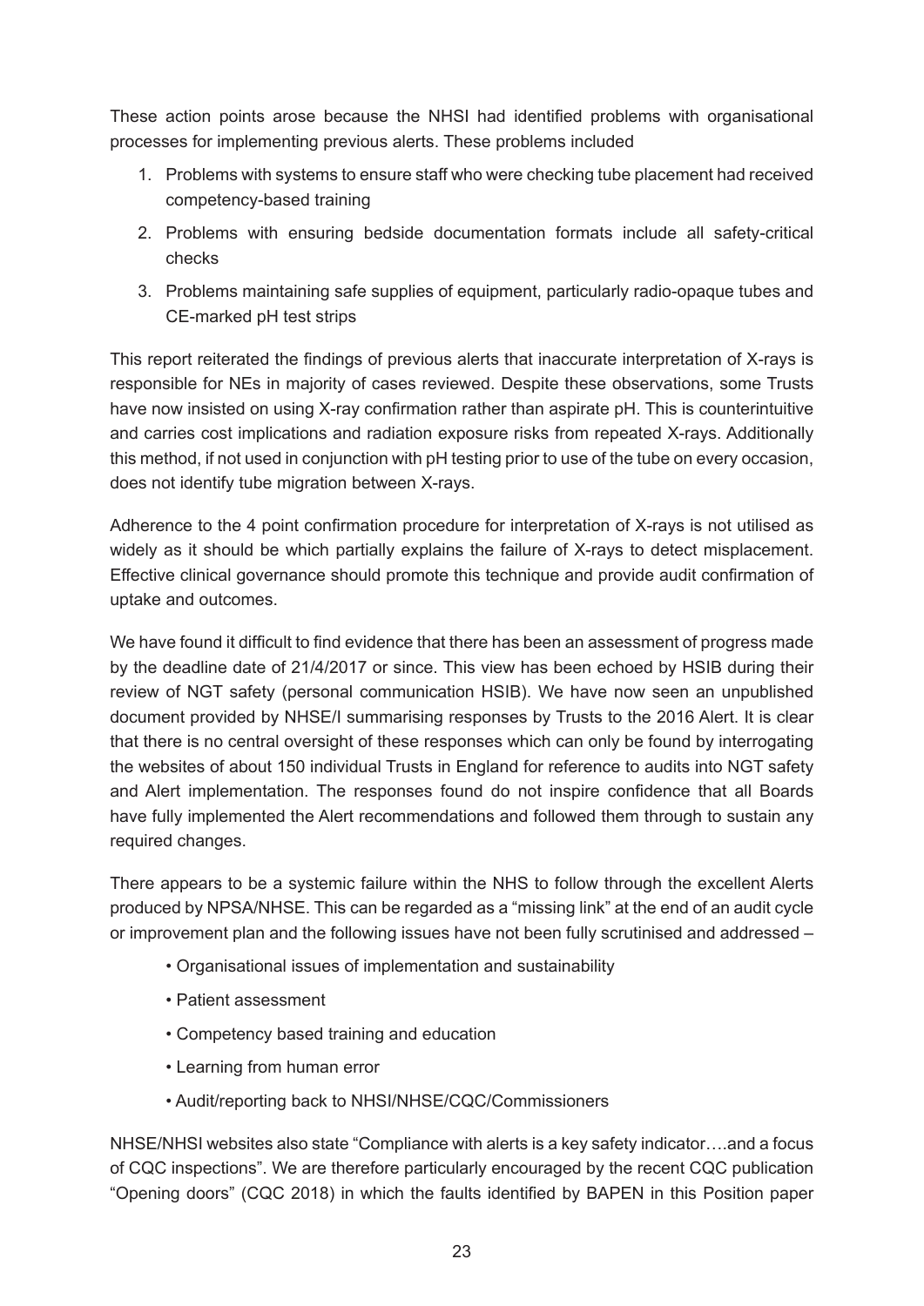These action points arose because the NHSI had identified problems with organisational processes for implementing previous alerts. These problems included

1. Problems with systems to ensure staff who were checking tube placement had received competency-based training
2. Problems with ensuring bedside documentation formats include all safety-critical checks
3. Problems maintaining safe supplies of equipment, particularly radio-opaque tubes and CE-marked pH test strips

This report reiterated the findings of previous alerts that inaccurate interpretation of X-rays is responsible for NEs in majority of cases reviewed. Despite these observations, some Trusts have now insisted on using X-ray confirmation rather than aspirate pH. This is counterintuitive and carries cost implications and radiation exposure risks from repeated X-rays. Additionally this method, if not used in conjunction with pH testing prior to use of the tube on every occasion, does not identify tube migration between X-rays.

Adherence to the 4 point confirmation procedure for interpretation of X-rays is not utilised as widely as it should be which partially explains the failure of X-rays to detect misplacement. Effective clinical governance should promote this technique and provide audit confirmation of uptake and outcomes.

We have found it difficult to find evidence that there has been an assessment of progress made by the deadline date of 21/4/2017 or since. This view has been echoed by HSIB during their review of NGT safety (personal communication HSIB). We have now seen an unpublished document provided by NHSE/I summarising responses by Trusts to the 2016 Alert. It is clear that there is no central oversight of these responses which can only be found by interrogating the websites of about 150 individual Trusts in England for reference to audits into NGT safety and Alert implementation. The responses found do not inspire confidence that all Boards have fully implemented the Alert recommendations and followed them through to sustain any required changes.

There appears to be a systemic failure within the NHS to follow through the excellent Alerts produced by NPSA/NHSE. This can be regarded as a "missing link" at the end of an audit cycle or improvement plan and the following issues have not been fully scrutinised and addressed –

- Organisational issues of implementation and sustainability
- Patient assessment
- Competency based training and education
- Learning from human error
- Audit/reporting back to NHSI/NHSE/CQC/Commissioners

NHSE/NHSI websites also state "Compliance with alerts is a key safety indicator….and a focus of CQC inspections". We are therefore particularly encouraged by the recent CQC publication "Opening doors" (CQC 2018) in which the faults identified by BAPEN in this Position paper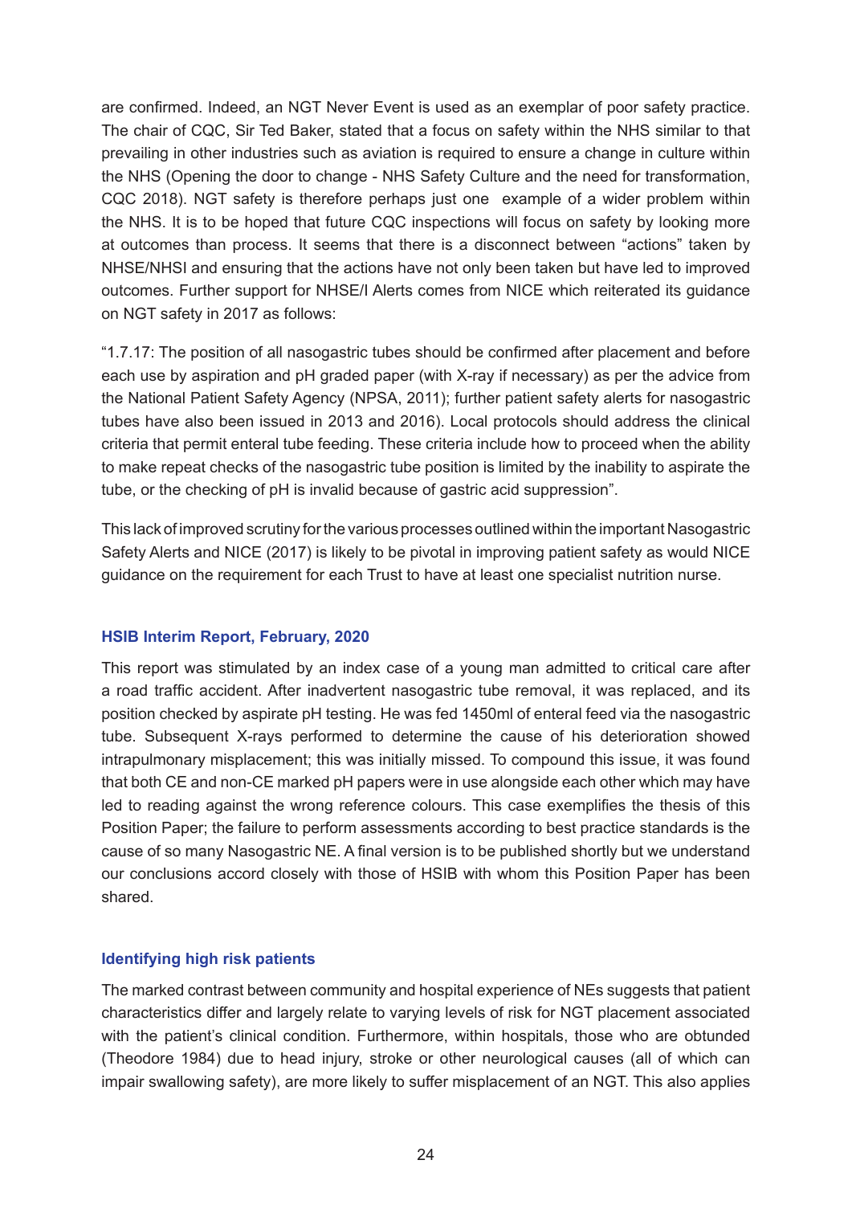are confirmed. Indeed, an NGT Never Event is used as an exemplar of poor safety practice. The chair of CQC, Sir Ted Baker, stated that a focus on safety within the NHS similar to that prevailing in other industries such as aviation is required to ensure a change in culture within the NHS (Opening the door to change - NHS Safety Culture and the need for transformation, CQC 2018). NGT safety is therefore perhaps just one example of a wider problem within the NHS. It is to be hoped that future CQC inspections will focus on safety by looking more at outcomes than process. It seems that there is a disconnect between "actions" taken by NHSE/NHSI and ensuring that the actions have not only been taken but have led to improved outcomes. Further support for NHSE/I Alerts comes from NICE which reiterated its guidance on NGT safety in 2017 as follows:

"1.7.17: The position of all nasogastric tubes should be confirmed after placement and before each use by aspiration and pH graded paper (with X-ray if necessary) as per the advice from the National Patient Safety Agency (NPSA, 2011); further patient safety alerts for nasogastric tubes have also been issued in 2013 and 2016). Local protocols should address the clinical criteria that permit enteral tube feeding. These criteria include how to proceed when the ability to make repeat checks of the nasogastric tube position is limited by the inability to aspirate the tube, or the checking of pH is invalid because of gastric acid suppression".

This lack of improved scrutiny for the various processes outlined within the important Nasogastric Safety Alerts and NICE (2017) is likely to be pivotal in improving patient safety as would NICE guidance on the requirement for each Trust to have at least one specialist nutrition nurse.

### HSIB Interim Report, February, 2020

This report was stimulated by an index case of a young man admitted to critical care after a road traffic accident. After inadvertent nasogastric tube removal, it was replaced, and its position checked by aspirate pH testing. He was fed 1450ml of enteral feed via the nasogastric tube. Subsequent X-rays performed to determine the cause of his deterioration showed intrapulmonary misplacement; this was initially missed. To compound this issue, it was found that both CE and non-CE marked pH papers were in use alongside each other which may have led to reading against the wrong reference colours. This case exemplifies the thesis of this Position Paper; the failure to perform assessments according to best practice standards is the cause of so many Nasogastric NE. A final version is to be published shortly but we understand our conclusions accord closely with those of HSIB with whom this Position Paper has been shared.

### Identifying high risk patients

The marked contrast between community and hospital experience of NEs suggests that patient characteristics differ and largely relate to varying levels of risk for NGT placement associated with the patient's clinical condition. Furthermore, within hospitals, those who are obtunded (Theodore 1984) due to head injury, stroke or other neurological causes (all of which can impair swallowing safety), are more likely to suffer misplacement of an NGT. This also applies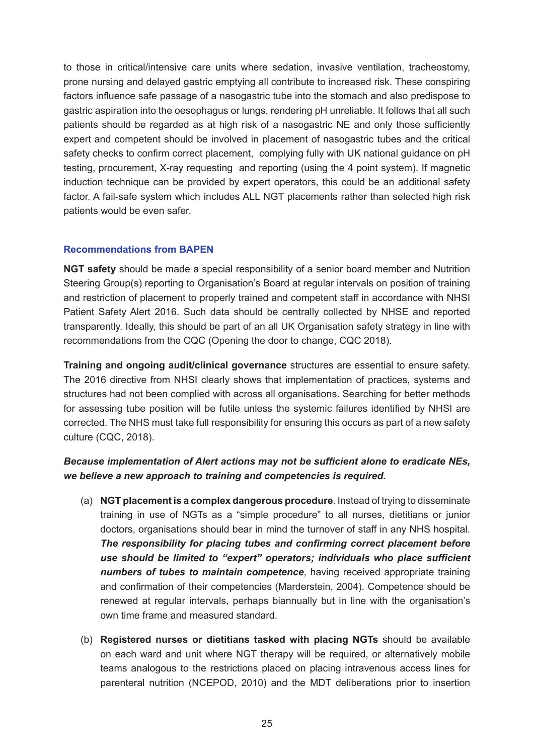to those in critical/intensive care units where sedation, invasive ventilation, tracheostomy, prone nursing and delayed gastric emptying all contribute to increased risk. These conspiring factors influence safe passage of a nasogastric tube into the stomach and also predispose to gastric aspiration into the oesophagus or lungs, rendering pH unreliable. It follows that all such patients should be regarded as at high risk of a nasogastric NE and only those sufficiently expert and competent should be involved in placement of nasogastric tubes and the critical safety checks to confirm correct placement, complying fully with UK national guidance on pH testing, procurement, X-ray requesting and reporting (using the 4 point system). If magnetic induction technique can be provided by expert operators, this could be an additional safety factor. A fail-safe system which includes ALL NGT placements rather than selected high risk patients would be even safer.

### Recommendations from BAPEN

**NGT safety** should be made a special responsibility of a senior board member and Nutrition Steering Group(s) reporting to Organisation's Board at regular intervals on position of training and restriction of placement to properly trained and competent staff in accordance with NHSI Patient Safety Alert 2016. Such data should be centrally collected by NHSE and reported transparently. Ideally, this should be part of an all UK Organisation safety strategy in line with recommendations from the CQC (Opening the door to change, CQC 2018).

**Training and ongoing audit/clinical governance** structures are essential to ensure safety. The 2016 directive from NHSI clearly shows that implementation of practices, systems and structures had not been complied with across all organisations. Searching for better methods for assessing tube position will be futile unless the systemic failures identified by NHSI are corrected. The NHS must take full responsibility for ensuring this occurs as part of a new safety culture (CQC, 2018).

***Because implementation of Alert actions may not be sufficient alone to eradicate NEs, we believe a new approach to training and competencies is required.***

(a) **NGT placement is a complex dangerous procedure**. Instead of trying to disseminate training in use of NGTs as a "simple procedure" to all nurses, dietitians or junior doctors, organisations should bear in mind the turnover of staff in any NHS hospital. ***The responsibility for placing tubes and confirming correct placement before use should be limited to "expert" operators; individuals who place sufficient numbers of tubes to maintain competence***, having received appropriate training and confirmation of their competencies (Marderstein, 2004). Competence should be renewed at regular intervals, perhaps biannually but in line with the organisation's own time frame and measured standard.

(b) **Registered nurses or dietitians tasked with placing NGTs** should be available on each ward and unit where NGT therapy will be required, or alternatively mobile teams analogous to the restrictions placed on placing intravenous access lines for parenteral nutrition (NCEPOD, 2010) and the MDT deliberations prior to insertion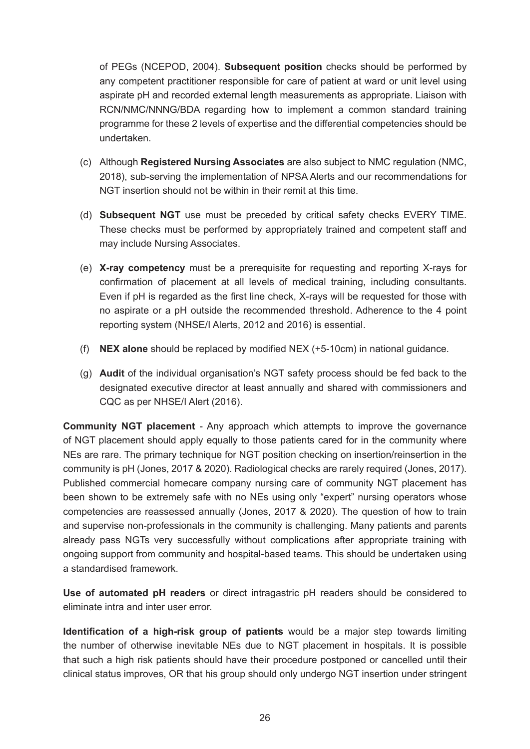of PEGs (NCEPOD, 2004). **Subsequent position** checks should be performed by any competent practitioner responsible for care of patient at ward or unit level using aspirate pH and recorded external length measurements as appropriate. Liaison with RCN/NMC/NNNG/BDA regarding how to implement a common standard training programme for these 2 levels of expertise and the differential competencies should be undertaken.

(c) Although **Registered Nursing Associates** are also subject to NMC regulation (NMC, 2018), sub-serving the implementation of NPSA Alerts and our recommendations for NGT insertion should not be within in their remit at this time.

(d) **Subsequent NGT** use must be preceded by critical safety checks EVERY TIME. These checks must be performed by appropriately trained and competent staff and may include Nursing Associates.

(e) **X-ray competency** must be a prerequisite for requesting and reporting X-rays for confirmation of placement at all levels of medical training, including consultants. Even if pH is regarded as the first line check, X-rays will be requested for those with no aspirate or a pH outside the recommended threshold. Adherence to the 4 point reporting system (NHSE/I Alerts, 2012 and 2016) is essential.

(f) **NEX alone** should be replaced by modified NEX (+5-10cm) in national guidance.

(g) **Audit** of the individual organisation's NGT safety process should be fed back to the designated executive director at least annually and shared with commissioners and CQC as per NHSE/I Alert (2016).

**Community NGT placement** - Any approach which attempts to improve the governance of NGT placement should apply equally to those patients cared for in the community where NEs are rare. The primary technique for NGT position checking on insertion/reinsertion in the community is pH (Jones, 2017 & 2020). Radiological checks are rarely required (Jones, 2017). Published commercial homecare company nursing care of community NGT placement has been shown to be extremely safe with no NEs using only "expert" nursing operators whose competencies are reassessed annually (Jones, 2017 & 2020). The question of how to train and supervise non-professionals in the community is challenging. Many patients and parents already pass NGTs very successfully without complications after appropriate training with ongoing support from community and hospital-based teams. This should be undertaken using a standardised framework.

**Use of automated pH readers** or direct intragastric pH readers should be considered to eliminate intra and inter user error.

**Identification of a high-risk group of patients** would be a major step towards limiting the number of otherwise inevitable NEs due to NGT placement in hospitals. It is possible that such a high risk patients should have their procedure postponed or cancelled until their clinical status improves, OR that his group should only undergo NGT insertion under stringent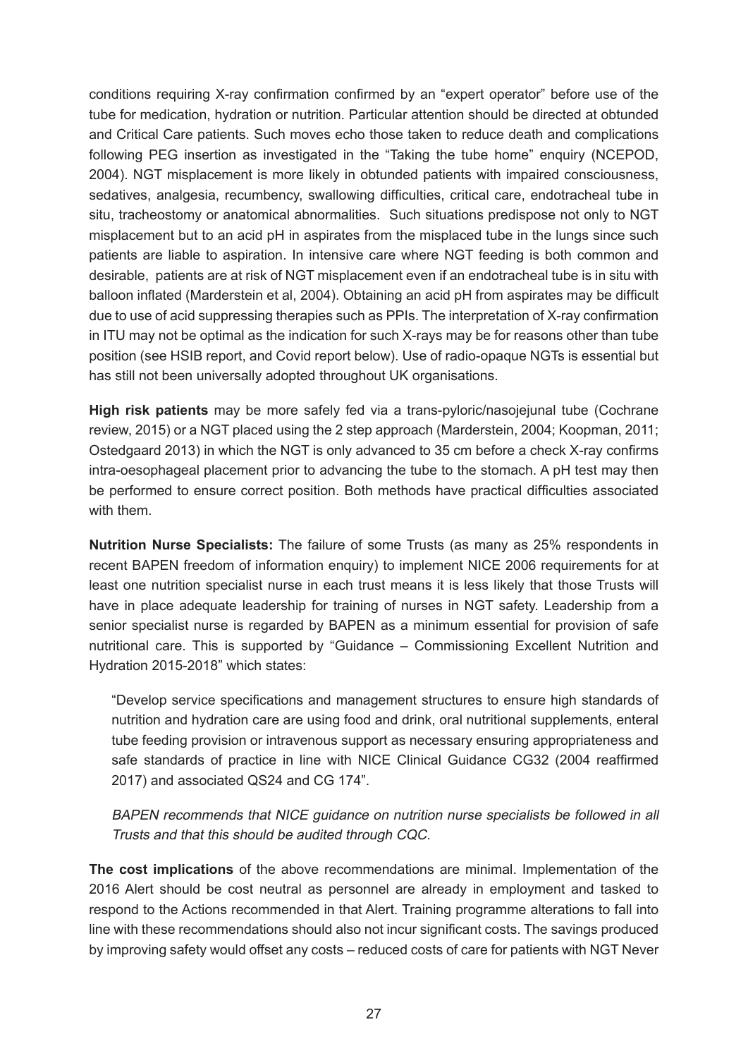conditions requiring X-ray confirmation confirmed by an "expert operator" before use of the tube for medication, hydration or nutrition. Particular attention should be directed at obtunded and Critical Care patients. Such moves echo those taken to reduce death and complications following PEG insertion as investigated in the "Taking the tube home" enquiry (NCEPOD, 2004). NGT misplacement is more likely in obtunded patients with impaired consciousness, sedatives, analgesia, recumbency, swallowing difficulties, critical care, endotracheal tube in situ, tracheostomy or anatomical abnormalities. Such situations predispose not only to NGT misplacement but to an acid pH in aspirates from the misplaced tube in the lungs since such patients are liable to aspiration. In intensive care where NGT feeding is both common and desirable, patients are at risk of NGT misplacement even if an endotracheal tube is in situ with balloon inflated (Marderstein et al, 2004). Obtaining an acid pH from aspirates may be difficult due to use of acid suppressing therapies such as PPIs. The interpretation of X-ray confirmation in ITU may not be optimal as the indication for such X-rays may be for reasons other than tube position (see HSIB report, and Covid report below). Use of radio-opaque NGTs is essential but has still not been universally adopted throughout UK organisations.

**High risk patients** may be more safely fed via a trans-pyloric/nasojejunal tube (Cochrane review, 2015) or a NGT placed using the 2 step approach (Marderstein, 2004; Koopman, 2011; Ostedgaard 2013) in which the NGT is only advanced to 35 cm before a check X-ray confirms intra-oesophageal placement prior to advancing the tube to the stomach. A pH test may then be performed to ensure correct position. Both methods have practical difficulties associated with them.

**Nutrition Nurse Specialists:** The failure of some Trusts (as many as 25% respondents in recent BAPEN freedom of information enquiry) to implement NICE 2006 requirements for at least one nutrition specialist nurse in each trust means it is less likely that those Trusts will have in place adequate leadership for training of nurses in NGT safety. Leadership from a senior specialist nurse is regarded by BAPEN as a minimum essential for provision of safe nutritional care. This is supported by "Guidance – Commissioning Excellent Nutrition and Hydration 2015-2018" which states:

> "Develop service specifications and management structures to ensure high standards of nutrition and hydration care are using food and drink, oral nutritional supplements, enteral tube feeding provision or intravenous support as necessary ensuring appropriateness and safe standards of practice in line with NICE Clinical Guidance CG32 (2004 reaffirmed 2017) and associated QS24 and CG 174".

> *BAPEN recommends that NICE guidance on nutrition nurse specialists be followed in all Trusts and that this should be audited through CQC.*

**The cost implications** of the above recommendations are minimal. Implementation of the 2016 Alert should be cost neutral as personnel are already in employment and tasked to respond to the Actions recommended in that Alert. Training programme alterations to fall into line with these recommendations should also not incur significant costs. The savings produced by improving safety would offset any costs – reduced costs of care for patients with NGT Never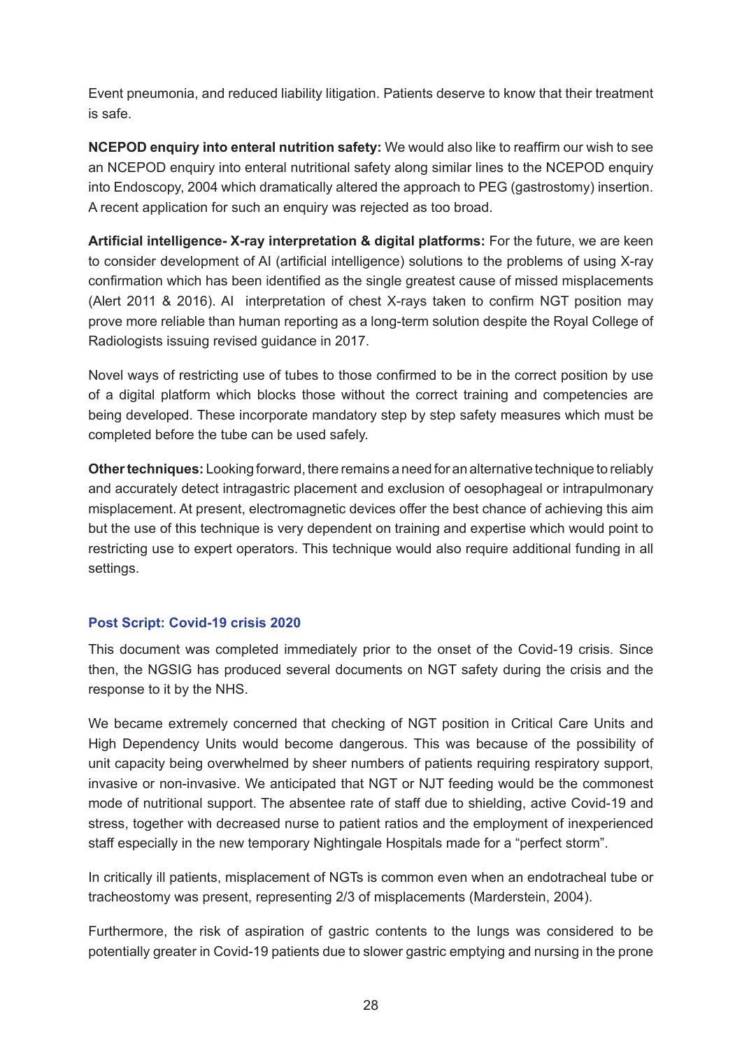Event pneumonia, and reduced liability litigation. Patients deserve to know that their treatment is safe.

**NCEPOD enquiry into enteral nutrition safety:** We would also like to reaffirm our wish to see an NCEPOD enquiry into enteral nutritional safety along similar lines to the NCEPOD enquiry into Endoscopy, 2004 which dramatically altered the approach to PEG (gastrostomy) insertion. A recent application for such an enquiry was rejected as too broad.

**Artificial intelligence- X-ray interpretation & digital platforms:** For the future, we are keen to consider development of AI (artificial intelligence) solutions to the problems of using X-ray confirmation which has been identified as the single greatest cause of missed misplacements (Alert 2011 & 2016). AI interpretation of chest X-rays taken to confirm NGT position may prove more reliable than human reporting as a long-term solution despite the Royal College of Radiologists issuing revised guidance in 2017.

Novel ways of restricting use of tubes to those confirmed to be in the correct position by use of a digital platform which blocks those without the correct training and competencies are being developed. These incorporate mandatory step by step safety measures which must be completed before the tube can be used safely.

**Other techniques:** Looking forward, there remains a need for an alternative technique to reliably and accurately detect intragastric placement and exclusion of oesophageal or intrapulmonary misplacement. At present, electromagnetic devices offer the best chance of achieving this aim but the use of this technique is very dependent on training and expertise which would point to restricting use to expert operators. This technique would also require additional funding in all settings.

### Post Script: Covid-19 crisis 2020

This document was completed immediately prior to the onset of the Covid-19 crisis. Since then, the NGSIG has produced several documents on NGT safety during the crisis and the response to it by the NHS.

We became extremely concerned that checking of NGT position in Critical Care Units and High Dependency Units would become dangerous. This was because of the possibility of unit capacity being overwhelmed by sheer numbers of patients requiring respiratory support, invasive or non-invasive. We anticipated that NGT or NJT feeding would be the commonest mode of nutritional support. The absentee rate of staff due to shielding, active Covid-19 and stress, together with decreased nurse to patient ratios and the employment of inexperienced staff especially in the new temporary Nightingale Hospitals made for a "perfect storm".

In critically ill patients, misplacement of NGTs is common even when an endotracheal tube or tracheostomy was present, representing 2/3 of misplacements (Marderstein, 2004).

Furthermore, the risk of aspiration of gastric contents to the lungs was considered to be potentially greater in Covid-19 patients due to slower gastric emptying and nursing in the prone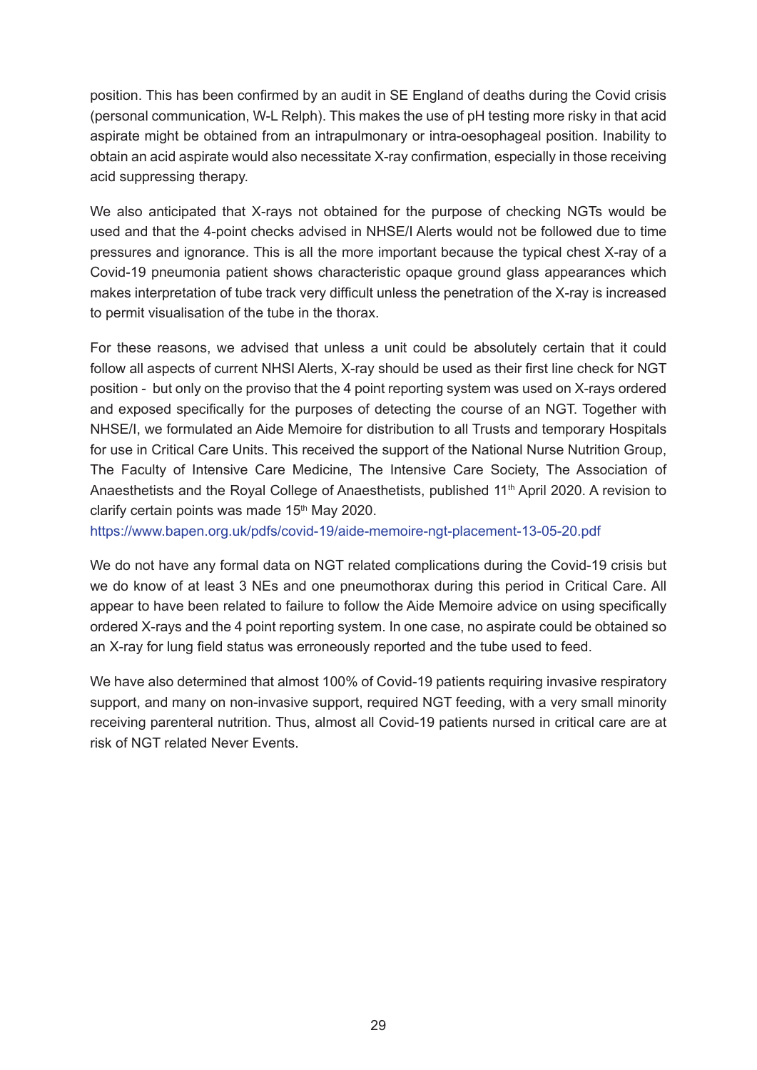position. This has been confirmed by an audit in SE England of deaths during the Covid crisis (personal communication, W-L Relph). This makes the use of pH testing more risky in that acid aspirate might be obtained from an intrapulmonary or intra-oesophageal position. Inability to obtain an acid aspirate would also necessitate X-ray confirmation, especially in those receiving acid suppressing therapy.

We also anticipated that X-rays not obtained for the purpose of checking NGTs would be used and that the 4-point checks advised in NHSE/I Alerts would not be followed due to time pressures and ignorance. This is all the more important because the typical chest X-ray of a Covid-19 pneumonia patient shows characteristic opaque ground glass appearances which makes interpretation of tube track very difficult unless the penetration of the X-ray is increased to permit visualisation of the tube in the thorax.

For these reasons, we advised that unless a unit could be absolutely certain that it could follow all aspects of current NHSI Alerts, X-ray should be used as their first line check for NGT position - but only on the proviso that the 4 point reporting system was used on X-rays ordered and exposed specifically for the purposes of detecting the course of an NGT. Together with NHSE/I, we formulated an Aide Memoire for distribution to all Trusts and temporary Hospitals for use in Critical Care Units. This received the support of the National Nurse Nutrition Group, The Faculty of Intensive Care Medicine, The Intensive Care Society, The Association of Anaesthetists and the Royal College of Anaesthetists, published 11th April 2020. A revision to clarify certain points was made 15th May 2020.
https://www.bapen.org.uk/pdfs/covid-19/aide-memoire-ngt-placement-13-05-20.pdf

We do not have any formal data on NGT related complications during the Covid-19 crisis but we do know of at least 3 NEs and one pneumothorax during this period in Critical Care. All appear to have been related to failure to follow the Aide Memoire advice on using specifically ordered X-rays and the 4 point reporting system. In one case, no aspirate could be obtained so an X-ray for lung field status was erroneously reported and the tube used to feed.

We have also determined that almost 100% of Covid-19 patients requiring invasive respiratory support, and many on non-invasive support, required NGT feeding, with a very small minority receiving parenteral nutrition. Thus, almost all Covid-19 patients nursed in critical care are at risk of NGT related Never Events.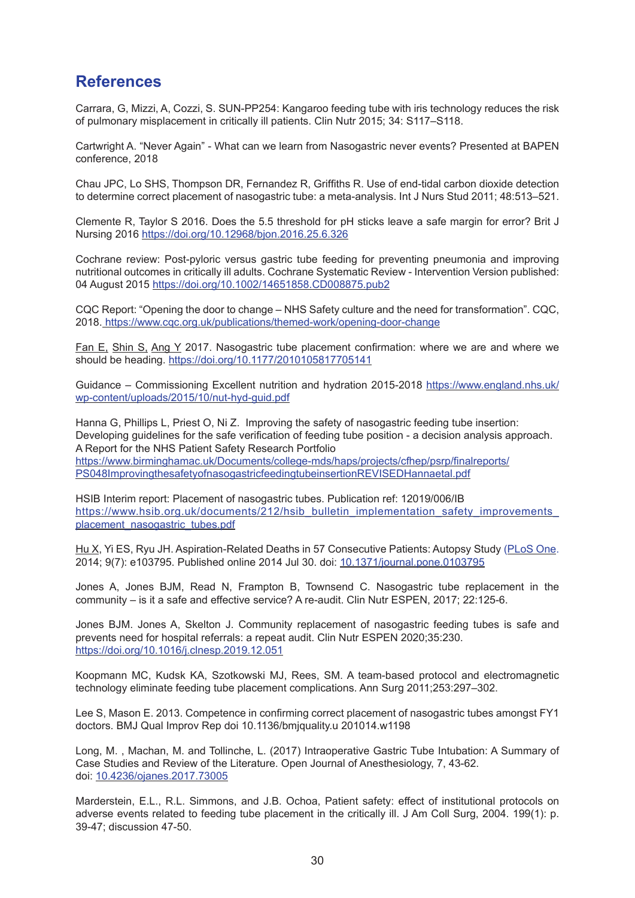## References

Carrara, G, Mizzi, A, Cozzi, S. SUN-PP254: Kangaroo feeding tube with iris technology reduces the risk of pulmonary misplacement in critically ill patients. Clin Nutr 2015; 34: S117–S118.

Cartwright A. "Never Again" - What can we learn from Nasogastric never events? Presented at BAPEN conference, 2018

Chau JPC, Lo SHS, Thompson DR, Fernandez R, Griffiths R. Use of end-tidal carbon dioxide detection to determine correct placement of nasogastric tube: a meta-analysis. Int J Nurs Stud 2011; 48:513–521.

Clemente R, Taylor S 2016. Does the 5.5 threshold for pH sticks leave a safe margin for error? Brit J Nursing 2016 https://doi.org/10.12968/bjon.2016.25.6.326

Cochrane review: Post-pyloric versus gastric tube feeding for preventing pneumonia and improving nutritional outcomes in critically ill adults. Cochrane Systematic Review - Intervention Version published: 04 August 2015 https://doi.org/10.1002/14651858.CD008875.pub2

CQC Report: "Opening the door to change – NHS Safety culture and the need for transformation". CQC, 2018. https://www.cqc.org.uk/publications/themed-work/opening-door-change

Fan E, Shin S, Ang Y 2017. Nasogastric tube placement confirmation: where we are and where we should be heading. https://doi.org/10.1177/2010105817705141

Guidance – Commissioning Excellent nutrition and hydration 2015-2018 https://www.england.nhs.uk/wp-content/uploads/2015/10/nut-hyd-guid.pdf

Hanna G, Phillips L, Priest O, Ni Z. Improving the safety of nasogastric feeding tube insertion: Developing guidelines for the safe verification of feeding tube position - a decision analysis approach. A Report for the NHS Patient Safety Research Portfolio
https://www.birminghamac.uk/Documents/college-mds/haps/projects/cfhep/psrp/finalreports/PS048ImprovingthesafetyofnasogastricfeedingtubeinsertionREVISEDHannaetal.pdf

HSIB Interim report: Placement of nasogastric tubes. Publication ref: 12019/006/IB
https://www.hsib.org.uk/documents/212/hsib_bulletin_implementation_safety_improvements_placement_nasogastric_tubes.pdf

Hu X, Yi ES, Ryu JH. Aspiration-Related Deaths in 57 Consecutive Patients: Autopsy Study (PLoS One. 2014; 9(7): e103795. Published online 2014 Jul 30. doi: 10.1371/journal.pone.0103795

Jones A, Jones BJM, Read N, Frampton B, Townsend C. Nasogastric tube replacement in the community – is it a safe and effective service? A re-audit. Clin Nutr ESPEN, 2017; 22:125-6.

Jones BJM. Jones A, Skelton J. Community replacement of nasogastric feeding tubes is safe and prevents need for hospital referrals: a repeat audit. Clin Nutr ESPEN 2020;35:230.
https://doi.org/10.1016/j.clnesp.2019.12.051

Koopmann MC, Kudsk KA, Szotkowski MJ, Rees, SM. A team-based protocol and electromagnetic technology eliminate feeding tube placement complications. Ann Surg 2011;253:297–302.

Lee S, Mason E. 2013. Competence in confirming correct placement of nasogastric tubes amongst FY1 doctors. BMJ Qual Improv Rep doi 10.1136/bmjquality.u 201014.w1198

Long, M. , Machan, M. and Tollinche, L. (2017) Intraoperative Gastric Tube Intubation: A Summary of Case Studies and Review of the Literature. Open Journal of Anesthesiology, 7, 43-62.
doi: 10.4236/ojanes.2017.73005

Marderstein, E.L., R.L. Simmons, and J.B. Ochoa, Patient safety: effect of institutional protocols on adverse events related to feeding tube placement in the critically ill. J Am Coll Surg, 2004. 199(1): p. 39-47; discussion 47-50.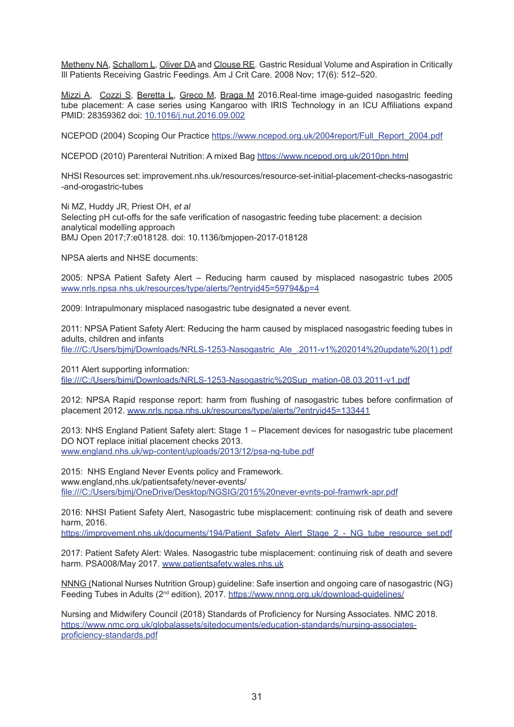Metheny NA, Schallom L, Oliver DA and Clouse RE. Gastric Residual Volume and Aspiration in Critically Ill Patients Receiving Gastric Feedings. Am J Crit Care. 2008 Nov; 17(6): 512–520.

Mizzi A, Cozzi S, Beretta L, Greco M, Braga M 2016.Real-time image-guided nasogastric feeding tube placement: A case series using Kangaroo with IRIS Technology in an ICU Affiliations expand PMID: 28359362 doi: 10.1016/j.nut.2016.09.002

NCEPOD (2004) Scoping Our Practice https://www.ncepod.org.uk/2004report/Full_Report_2004.pdf

NCEPOD (2010) Parenteral Nutrition: A mixed Bag https://www.ncepod.org.uk/2010pn.html

NHSI Resources set: improvement.nhs.uk/resources/resource-set-initial-placement-checks-nasogastric-and-orogastric-tubes

Ni MZ, Huddy JR, Priest OH, *et al*
Selecting pH cut-offs for the safe verification of nasogastric feeding tube placement: a decision analytical modelling approach
BMJ Open 2017;7:e018128. doi: 10.1136/bmjopen-2017-018128

NPSA alerts and NHSE documents:

2005: NPSA Patient Safety Alert – Reducing harm caused by misplaced nasogastric tubes 2005 www.nrls.npsa.nhs.uk/resources/type/alerts/?entryid45=59794&p=4

2009: Intrapulmonary misplaced nasogastric tube designated a never event.

2011: NPSA Patient Safety Alert: Reducing the harm caused by misplaced nasogastric feeding tubes in adults, children and infants
file:///C:/Users/bjmj/Downloads/NRLS-1253-Nasogastric_Ale_.2011-v1%202014%20update%20(1).pdf

2011 Alert supporting information:
file:///C:/Users/bjmj/Downloads/NRLS-1253-Nasogastric%20Sup_mation-08.03.2011-v1.pdf

2012: NPSA Rapid response report: harm from flushing of nasogastric tubes before confirmation of placement 2012. www.nrls.npsa.nhs.uk/resources/type/alerts/?entryid45=133441

2013: NHS England Patient Safety alert: Stage 1 – Placement devices for nasogastric tube placement DO NOT replace initial placement checks 2013.
www.england.nhs.uk/wp-content/uploads/2013/12/psa-ng-tube.pdf

2015: NHS England Never Events policy and Framework.
www.england,nhs.uk/patientsafety/never-events/
file:///C:/Users/bjmj/OneDrive/Desktop/NGSIG/2015%20never-evnts-pol-framwrk-apr.pdf

2016: NHSI Patient Safety Alert, Nasogastric tube misplacement: continuing risk of death and severe harm, 2016.
https://improvement.nhs.uk/documents/194/Patient_Safety_Alert_Stage_2_-_NG_tube_resource_set.pdf

2017: Patient Safety Alert: Wales. Nasogastric tube misplacement: continuing risk of death and severe harm. PSA008/May 2017. www.patientsafety.wales.nhs.uk

NNNG (National Nurses Nutrition Group) guideline: Safe insertion and ongoing care of nasogastric (NG) Feeding Tubes in Adults (2nd edition), 2017. https://www.nnng.org.uk/download-guidelines/

Nursing and Midwifery Council (2018) Standards of Proficiency for Nursing Associates. NMC 2018. https://www.nmc.org.uk/globalassets/sitedocuments/education-standards/nursing-associates-proficiency-standards.pdf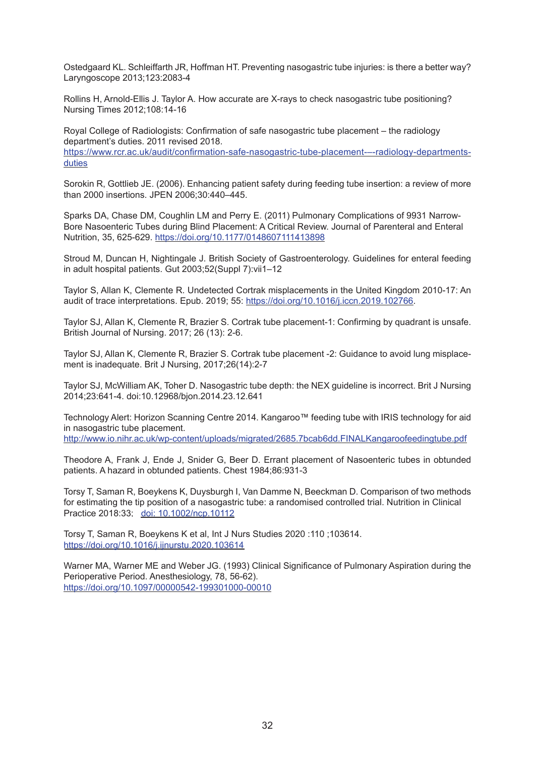Ostedgaard KL. Schleiffarth JR, Hoffman HT. Preventing nasogastric tube injuries: is there a better way? Laryngoscope 2013;123:2083-4

Rollins H, Arnold-Ellis J. Taylor A. How accurate are X-rays to check nasogastric tube positioning? Nursing Times 2012;108:14-16

Royal College of Radiologists: Confirmation of safe nasogastric tube placement – the radiology department's duties. 2011 revised 2018.
https://www.rcr.ac.uk/audit/confirmation-safe-nasogastric-tube-placement-–-radiology-departments-duties

Sorokin R, Gottlieb JE. (2006). Enhancing patient safety during feeding tube insertion: a review of more than 2000 insertions. JPEN 2006;30:440–445.

Sparks DA, Chase DM, Coughlin LM and Perry E. (2011) Pulmonary Complications of 9931 Narrow-Bore Nasoenteric Tubes during Blind Placement: A Critical Review. Journal of Parenteral and Enteral Nutrition, 35, 625-629. https://doi.org/10.1177/0148607111413898

Stroud M, Duncan H, Nightingale J. British Society of Gastroenterology. Guidelines for enteral feeding in adult hospital patients. Gut 2003;52(Suppl 7):vii1–12

Taylor S, Allan K, Clemente R. Undetected Cortrak misplacements in the United Kingdom 2010-17: An audit of trace interpretations. Epub. 2019; 55: https://doi.org/10.1016/j.iccn.2019.102766.

Taylor SJ, Allan K, Clemente R, Brazier S. Cortrak tube placement-1: Confirming by quadrant is unsafe. British Journal of Nursing. 2017; 26 (13): 2-6.

Taylor SJ, Allan K, Clemente R, Brazier S. Cortrak tube placement -2: Guidance to avoid lung misplacement is inadequate. Brit J Nursing, 2017;26(14):2-7

Taylor SJ, McWilliam AK, Toher D. Nasogastric tube depth: the NEX guideline is incorrect. Brit J Nursing 2014;23:641-4. doi:10.12968/bjon.2014.23.12.641

Technology Alert: Horizon Scanning Centre 2014. Kangaroo™ feeding tube with IRIS technology for aid in nasogastric tube placement.
http://www.io.nihr.ac.uk/wp-content/uploads/migrated/2685.7bcab6dd.FINALKangaroofeedingtube.pdf

Theodore A, Frank J, Ende J, Snider G, Beer D. Errant placement of Nasoenteric tubes in obtunded patients. A hazard in obtunded patients. Chest 1984;86:931-3

Torsy T, Saman R, Boeykens K, Duysburgh I, Van Damme N, Beeckman D. Comparison of two methods for estimating the tip position of a nasogastric tube: a randomised controlled trial. Nutrition in Clinical Practice 2018:33; doi: 10.1002/ncp.10112

Torsy T, Saman R, Boeykens K et al, Int J Nurs Studies 2020 :110 ;103614.
https://doi.org/10.1016/j.ijnurstu.2020.103614

Warner MA, Warner ME and Weber JG. (1993) Clinical Significance of Pulmonary Aspiration during the Perioperative Period. Anesthesiology, 78, 56-62).
https://doi.org/10.1097/00000542-199301000-00010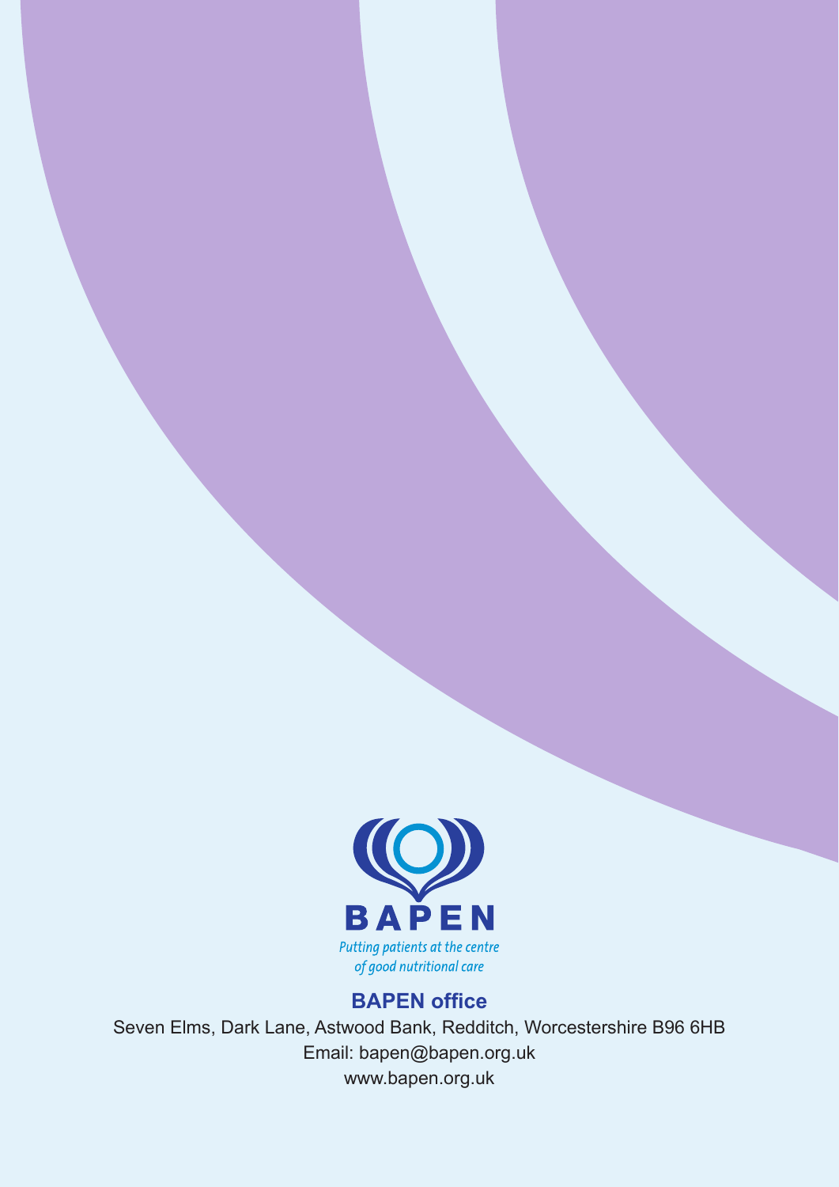BAPEN

*Putting patients at the centre of good nutritional care*

**BAPEN office**

Seven Elms, Dark Lane, Astwood Bank, Redditch, Worcestershire B96 6HB

Email: bapen@bapen.org.uk

www.bapen.org.uk